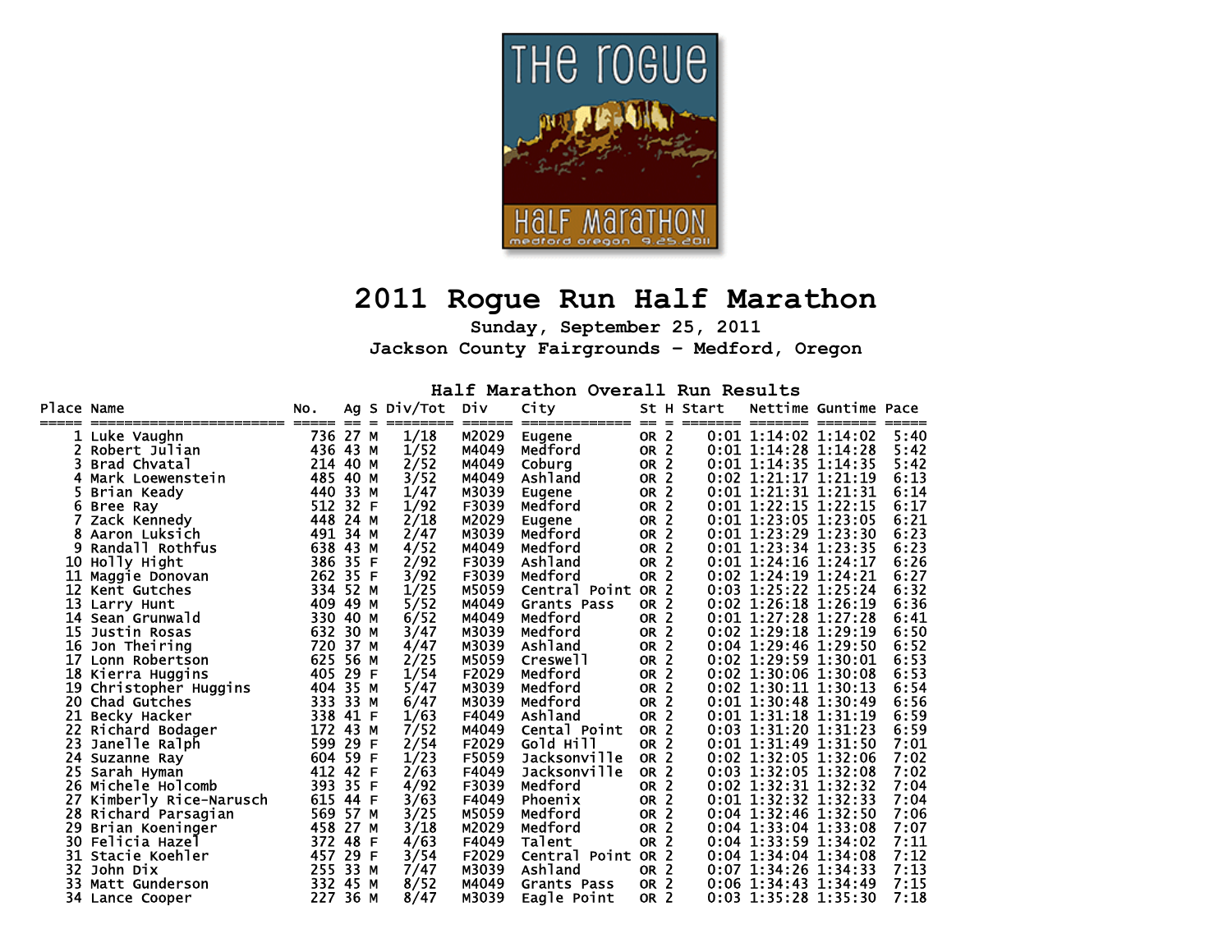# 2011 Rogue Run Half Marathon

**Sunday, September 25, 2011**

**Jackson County Fairgrounds - Medford, Oregon**

## Half Marathon Overall Run Results

| Place | Name | No. | Ag | S | Div/Tot | Div | City | St | H | Start | Nettime | Guntime | Pace |
|---|---|---|---|---|---|---|---|---|---|---|---|---|---|
| 1 | Luke Vaughn | 736 | 27 | M | 1/18 | M2029 | Eugene | OR | 2 | 0:01 | 1:14:02 | 1:14:02 | 5:40 |
| 2 | Robert Julian | 436 | 43 | M | 1/52 | M4049 | Medford | OR | 2 | 0:01 | 1:14:28 | 1:14:28 | 5:42 |
| 3 | Brad Chvatal | 214 | 40 | M | 2/52 | M4049 | Coburg | OR | 2 | 0:01 | 1:14:35 | 1:14:35 | 5:42 |
| 4 | Mark Loewenstein | 485 | 40 | M | 3/52 | M4049 | Ashland | OR | 2 | 0:02 | 1:21:17 | 1:21:19 | 6:13 |
| 5 | Brian Keady | 440 | 33 | M | 1/47 | M3039 | Eugene | OR | 2 | 0:01 | 1:21:31 | 1:21:31 | 6:14 |
| 6 | Bree Ray | 512 | 32 | F | 1/92 | F3039 | Medford | OR | 2 | 0:01 | 1:22:15 | 1:22:15 | 6:17 |
| 7 | Zack Kennedy | 448 | 24 | M | 2/18 | M2029 | Eugene | OR | 2 | 0:01 | 1:23:05 | 1:23:05 | 6:21 |
| 8 | Aaron Luksich | 491 | 34 | M | 2/47 | M3039 | Medford | OR | 2 | 0:01 | 1:23:29 | 1:23:30 | 6:23 |
| 9 | Randall Rothfus | 638 | 43 | M | 4/52 | M4049 | Medford | OR | 2 | 0:01 | 1:23:34 | 1:23:35 | 6:23 |
| 10 | Holly Hight | 386 | 35 | F | 2/92 | F3039 | Ashland | OR | 2 | 0:01 | 1:24:16 | 1:24:17 | 6:26 |
| 11 | Maggie Donovan | 262 | 35 | F | 3/92 | F3039 | Medford | OR | 2 | 0:02 | 1:24:19 | 1:24:21 | 6:27 |
| 12 | Kent Gutches | 334 | 52 | M | 1/25 | M5059 | Central Point | OR | 2 | 0:03 | 1:25:22 | 1:25:24 | 6:32 |
| 13 | Larry Hunt | 409 | 49 | M | 5/52 | M4049 | Grants Pass | OR | 2 | 0:02 | 1:26:18 | 1:26:19 | 6:36 |
| 14 | Sean Grunwald | 330 | 40 | M | 6/52 | M4049 | Medford | OR | 2 | 0:01 | 1:27:28 | 1:27:28 | 6:41 |
| 15 | Justin Rosas | 632 | 30 | M | 3/47 | M3039 | Medford | OR | 2 | 0:02 | 1:29:18 | 1:29:19 | 6:50 |
| 16 | Jon Theiring | 720 | 37 | M | 4/47 | M3039 | Ashland | OR | 2 | 0:04 | 1:29:46 | 1:29:50 | 6:52 |
| 17 | Lonn Robertson | 625 | 56 | M | 2/25 | M5059 | Creswell | OR | 2 | 0:02 | 1:29:59 | 1:30:01 | 6:53 |
| 18 | Kierra Huggins | 405 | 29 | F | 1/54 | F2029 | Medford | OR | 2 | 0:02 | 1:30:06 | 1:30:08 | 6:53 |
| 19 | Christopher Huggins | 404 | 35 | M | 5/47 | M3039 | Medford | OR | 2 | 0:02 | 1:30:11 | 1:30:13 | 6:54 |
| 20 | Chad Gutches | 333 | 33 | M | 6/47 | M3039 | Medford | OR | 2 | 0:01 | 1:30:48 | 1:30:49 | 6:56 |
| 21 | Becky Hacker | 338 | 41 | F | 1/63 | F4049 | Ashland | OR | 2 | 0:01 | 1:31:18 | 1:31:19 | 6:59 |
| 22 | Richard Bodager | 172 | 43 | M | 7/52 | M4049 | Cental Point | OR | 2 | 0:03 | 1:31:20 | 1:31:23 | 6:59 |
| 23 | Janelle Ralph | 599 | 29 | F | 2/54 | F2029 | Gold Hill | OR | 2 | 0:01 | 1:31:49 | 1:31:50 | 7:01 |
| 24 | Suzanne Ray | 604 | 59 | F | 1/23 | F5059 | Jacksonville | OR | 2 | 0:02 | 1:32:05 | 1:32:06 | 7:02 |
| 25 | Sarah Hyman | 412 | 42 | F | 2/63 | F4049 | Jacksonville | OR | 2 | 0:03 | 1:32:05 | 1:32:08 | 7:02 |
| 26 | Michele Holcomb | 393 | 35 | F | 4/92 | F3039 | Medford | OR | 2 | 0:02 | 1:32:31 | 1:32:32 | 7:04 |
| 27 | Kimberly Rice-Narusch | 615 | 44 | F | 3/63 | F4049 | Phoenix | OR | 2 | 0:01 | 1:32:32 | 1:32:33 | 7:04 |
| 28 | Richard Parsagian | 569 | 57 | M | 3/25 | M5059 | Medford | OR | 2 | 0:04 | 1:32:46 | 1:32:50 | 7:06 |
| 29 | Brian Koeninger | 458 | 27 | M | 3/18 | M2029 | Medford | OR | 2 | 0:04 | 1:33:04 | 1:33:08 | 7:07 |
| 30 | Felicia Hazel | 372 | 48 | F | 4/63 | F4049 | Talent | OR | 2 | 0:04 | 1:33:59 | 1:34:02 | 7:11 |
| 31 | Stacie Koehler | 457 | 29 | F | 3/54 | F2029 | Central Point | OR | 2 | 0:04 | 1:34:04 | 1:34:08 | 7:12 |
| 32 | John Dix | 255 | 33 | M | 7/47 | M3039 | Ashland | OR | 2 | 0:07 | 1:34:26 | 1:34:33 | 7:13 |
| 33 | Matt Gunderson | 332 | 45 | M | 8/52 | M4049 | Grants Pass | OR | 2 | 0:06 | 1:34:43 | 1:34:49 | 7:15 |
| 34 | Lance Cooper | 227 | 36 | M | 8/47 | M3039 | Eagle Point | OR | 2 | 0:03 | 1:35:28 | 1:35:30 | 7:18 |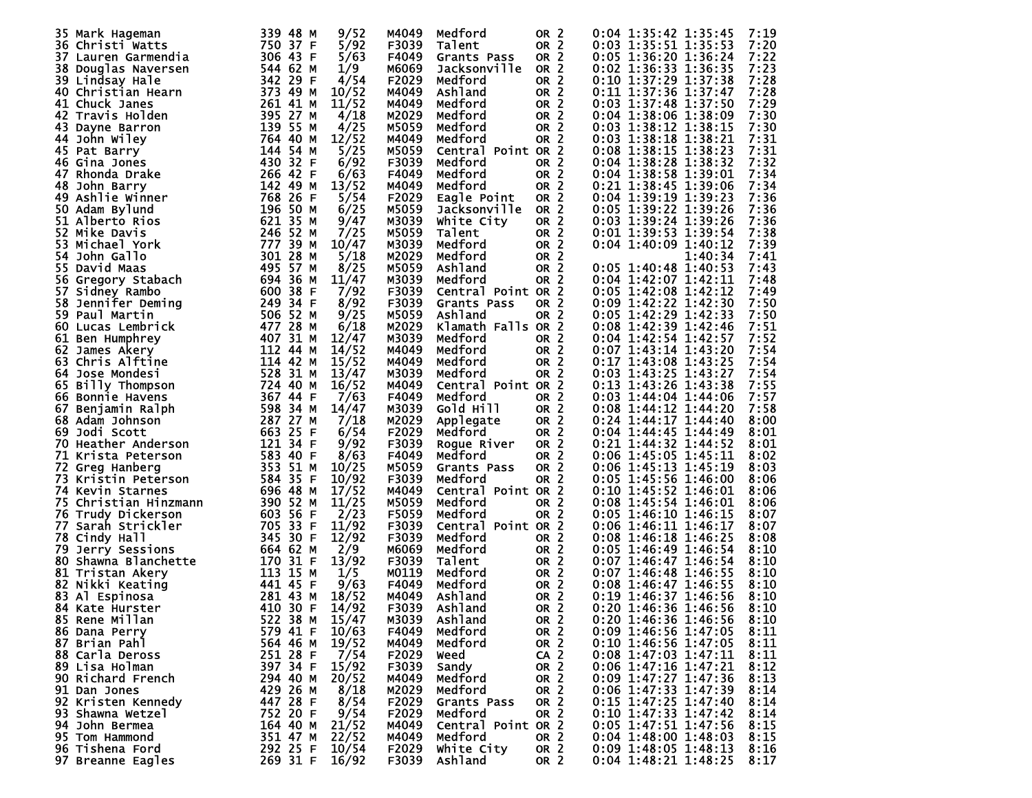| Place | Name | Bib | Age | Sex | Div Place | Division | City | State | | Chip Offset | Chip Time | Gun Time | Pace |
|---|---|---|---|---|---|---|---|---|---|---|---|---|---|
| 35 | Mark Hageman | 339 | 48 | M | 9/52 | M4049 | Medford | OR | 2 | 0:04 | 1:35:42 | 1:35:45 | 7:19 |
| 36 | Christi Watts | 750 | 37 | F | 5/92 | F3039 | Talent | OR | 2 | 0:03 | 1:35:51 | 1:35:53 | 7:20 |
| 37 | Lauren Garmendia | 306 | 43 | F | 5/63 | F4049 | Grants Pass | OR | 2 | 0:05 | 1:36:20 | 1:36:24 | 7:22 |
| 38 | Douglas Naversen | 544 | 62 | M | 1/9 | M6069 | Jacksonville | OR | 2 | 0:02 | 1:36:33 | 1:36:35 | 7:23 |
| 39 | Lindsay Hale | 342 | 29 | F | 4/54 | F2029 | Medford | OR | 2 | 0:10 | 1:37:29 | 1:37:38 | 7:28 |
| 40 | Christian Hearn | 373 | 49 | M | 10/52 | M4049 | Ashland | OR | 2 | 0:11 | 1:37:36 | 1:37:47 | 7:28 |
| 41 | Chuck Janes | 261 | 41 | M | 11/52 | M4049 | Medford | OR | 2 | 0:03 | 1:37:48 | 1:37:50 | 7:29 |
| 42 | Travis Holden | 395 | 27 | M | 4/18 | M2029 | Medford | OR | 2 | 0:04 | 1:38:06 | 1:38:09 | 7:30 |
| 43 | Dayne Barron | 139 | 55 | M | 4/25 | M5059 | Medford | OR | 2 | 0:03 | 1:38:12 | 1:38:15 | 7:30 |
| 44 | John Wiley | 764 | 40 | M | 12/52 | M4049 | Medford | OR | 2 | 0:03 | 1:38:18 | 1:38:21 | 7:31 |
| 45 | Pat Barry | 144 | 54 | M | 5/25 | M5059 | Central Point | OR | 2 | 0:08 | 1:38:15 | 1:38:23 | 7:31 |
| 46 | Gina Jones | 430 | 32 | F | 6/92 | F3039 | Medford | OR | 2 | 0:04 | 1:38:28 | 1:38:32 | 7:32 |
| 47 | Rhonda Drake | 266 | 42 | F | 6/63 | F4049 | Medford | OR | 2 | 0:04 | 1:38:58 | 1:39:01 | 7:34 |
| 48 | John Barry | 142 | 49 | M | 13/52 | M4049 | Medford | OR | 2 | 0:21 | 1:38:45 | 1:39:06 | 7:34 |
| 49 | Ashlie Winner | 768 | 26 | F | 5/54 | F2029 | Eagle Point | OR | 2 | 0:04 | 1:39:19 | 1:39:23 | 7:36 |
| 50 | Adam Bylund | 196 | 50 | M | 6/25 | M5059 | Jacksonville | OR | 2 | 0:05 | 1:39:22 | 1:39:26 | 7:36 |
| 51 | Alberto Rios | 621 | 35 | M | 9/47 | M3039 | White City | OR | 2 | 0:03 | 1:39:24 | 1:39:26 | 7:36 |
| 52 | Mike Davis | 246 | 52 | M | 7/25 | M5059 | Talent | OR | 2 | 0:01 | 1:39:53 | 1:39:54 | 7:38 |
| 53 | Michael York | 777 | 39 | M | 10/47 | M3039 | Medford | OR | 2 | 0:04 | 1:40:09 | 1:40:12 | 7:39 |
| 54 | John Gallo | 301 | 28 | M | 5/18 | M2029 | Medford | OR | 2 | | | 1:40:34 | 7:41 |
| 55 | David Maas | 495 | 57 | M | 8/25 | M5059 | Ashland | OR | 2 | 0:05 | 1:40:48 | 1:40:53 | 7:43 |
| 56 | Gregory Stabach | 694 | 36 | M | 11/47 | M3039 | Medford | OR | 2 | 0:04 | 1:42:07 | 1:42:11 | 7:48 |
| 57 | Sidney Rambo | 600 | 38 | F | 7/92 | F3039 | Central Point | OR | 2 | 0:05 | 1:42:08 | 1:42:12 | 7:49 |
| 58 | Jennifer Deming | 249 | 34 | F | 8/92 | F3039 | Grants Pass | OR | 2 | 0:09 | 1:42:22 | 1:42:30 | 7:50 |
| 59 | Paul Martin | 506 | 52 | M | 9/25 | M5059 | Ashland | OR | 2 | 0:05 | 1:42:29 | 1:42:33 | 7:50 |
| 60 | Lucas Lembrick | 477 | 28 | M | 6/18 | M2029 | Klamath Falls | OR | 2 | 0:08 | 1:42:39 | 1:42:46 | 7:51 |
| 61 | Ben Humphrey | 407 | 31 | M | 12/47 | M3039 | Medford | OR | 2 | 0:04 | 1:42:54 | 1:42:57 | 7:52 |
| 62 | James Akery | 112 | 44 | M | 14/52 | M4049 | Medford | OR | 2 | 0:07 | 1:43:14 | 1:43:20 | 7:54 |
| 63 | Chris Alftine | 114 | 42 | M | 15/52 | M4049 | Medford | OR | 2 | 0:17 | 1:43:08 | 1:43:25 | 7:54 |
| 64 | Jose Mondesi | 528 | 31 | M | 13/47 | M3039 | Medford | OR | 2 | 0:03 | 1:43:25 | 1:43:27 | 7:54 |
| 65 | Billy Thompson | 724 | 40 | M | 16/52 | M4049 | Central Point | OR | 2 | 0:13 | 1:43:26 | 1:43:38 | 7:55 |
| 66 | Bonnie Havens | 367 | 44 | F | 7/63 | F4049 | Medford | OR | 2 | 0:03 | 1:44:04 | 1:44:06 | 7:57 |
| 67 | Benjamin Ralph | 598 | 34 | M | 14/47 | M3039 | Gold Hill | OR | 2 | 0:08 | 1:44:12 | 1:44:20 | 7:58 |
| 68 | Adam Johnson | 287 | 27 | M | 7/18 | M2029 | Applegate | OR | 2 | 0:24 | 1:44:17 | 1:44:40 | 8:00 |
| 69 | Jodi Scott | 663 | 25 | F | 6/54 | F2029 | Medford | OR | 2 | 0:04 | 1:44:45 | 1:44:49 | 8:01 |
| 70 | Heather Anderson | 121 | 34 | F | 9/92 | F3039 | Rogue River | OR | 2 | 0:21 | 1:44:32 | 1:44:52 | 8:01 |
| 71 | Krista Peterson | 583 | 40 | F | 8/63 | F4049 | Medford | OR | 2 | 0:06 | 1:45:05 | 1:45:11 | 8:02 |
| 72 | Greg Hanberg | 353 | 51 | M | 10/25 | M5059 | Grants Pass | OR | 2 | 0:06 | 1:45:13 | 1:45:19 | 8:03 |
| 73 | Kristin Peterson | 584 | 35 | F | 10/92 | F3039 | Medford | OR | 2 | 0:05 | 1:45:56 | 1:46:00 | 8:06 |
| 74 | Kevin Starnes | 696 | 48 | M | 17/52 | M4049 | Central Point | OR | 2 | 0:10 | 1:45:52 | 1:46:01 | 8:06 |
| 75 | Christian Hinzmann | 390 | 52 | M | 11/25 | M5059 | Medford | OR | 2 | 0:08 | 1:45:54 | 1:46:01 | 8:06 |
| 76 | Trudy Dickerson | 603 | 56 | F | 2/23 | F5059 | Medford | OR | 2 | 0:05 | 1:46:10 | 1:46:15 | 8:07 |
| 77 | Sarah Strickler | 705 | 33 | F | 11/92 | F3039 | Central Point | OR | 2 | 0:06 | 1:46:11 | 1:46:17 | 8:07 |
| 78 | Cindy Hall | 345 | 30 | F | 12/92 | F3039 | Medford | OR | 2 | 0:08 | 1:46:18 | 1:46:25 | 8:08 |
| 79 | Jerry Sessions | 664 | 62 | M | 2/9 | M6069 | Medford | OR | 2 | 0:05 | 1:46:49 | 1:46:54 | 8:10 |
| 80 | Shawna Blanchette | 170 | 31 | F | 13/92 | F3039 | Talent | OR | 2 | 0:07 | 1:46:47 | 1:46:54 | 8:10 |
| 81 | Tristan Akery | 113 | 15 | M | 1/5 | M0119 | Medford | OR | 2 | 0:07 | 1:46:48 | 1:46:55 | 8:10 |
| 82 | Nikki Keating | 441 | 45 | F | 9/63 | F4049 | Medford | OR | 2 | 0:08 | 1:46:47 | 1:46:55 | 8:10 |
| 83 | Al Espinosa | 281 | 43 | M | 18/52 | M4049 | Ashland | OR | 2 | 0:19 | 1:46:37 | 1:46:56 | 8:10 |
| 84 | Kate Hurster | 410 | 30 | F | 14/92 | F3039 | Ashland | OR | 2 | 0:20 | 1:46:36 | 1:46:56 | 8:10 |
| 85 | Rene Millan | 522 | 38 | M | 15/47 | M3039 | Ashland | OR | 2 | 0:20 | 1:46:36 | 1:46:56 | 8:10 |
| 86 | Dana Perry | 579 | 41 | F | 10/63 | F4049 | Medford | OR | 2 | 0:09 | 1:46:56 | 1:47:05 | 8:11 |
| 87 | Brian Pahl | 564 | 46 | M | 19/52 | M4049 | Medford | OR | 2 | 0:10 | 1:46:56 | 1:47:05 | 8:11 |
| 88 | Carla Deross | 251 | 28 | F | 7/54 | F2029 | Weed | CA | 2 | 0:08 | 1:47:03 | 1:47:11 | 8:11 |
| 89 | Lisa Holman | 397 | 34 | F | 15/92 | F3039 | Sandy | OR | 2 | 0:06 | 1:47:16 | 1:47:21 | 8:12 |
| 90 | Richard French | 294 | 40 | M | 20/52 | M4049 | Medford | OR | 2 | 0:09 | 1:47:27 | 1:47:36 | 8:13 |
| 91 | Dan Jones | 429 | 26 | M | 8/18 | M2029 | Medford | OR | 2 | 0:06 | 1:47:33 | 1:47:39 | 8:14 |
| 92 | Kristen Kennedy | 447 | 28 | F | 8/54 | F2029 | Grants Pass | OR | 2 | 0:15 | 1:47:25 | 1:47:40 | 8:14 |
| 93 | Shawna Wetzel | 752 | 20 | F | 9/54 | F2029 | Medford | OR | 2 | 0:10 | 1:47:33 | 1:47:42 | 8:14 |
| 94 | John Bermea | 164 | 40 | M | 21/52 | M4049 | Central Point | OR | 2 | 0:05 | 1:47:51 | 1:47:56 | 8:15 |
| 95 | Tom Hammond | 351 | 47 | M | 22/52 | M4049 | Medford | OR | 2 | 0:04 | 1:48:00 | 1:48:03 | 8:15 |
| 96 | Tishena Ford | 292 | 25 | F | 10/54 | F2029 | White City | OR | 2 | 0:09 | 1:48:05 | 1:48:13 | 8:16 |
| 97 | Breanne Eagles | 269 | 31 | F | 16/92 | F3039 | Ashland | OR | 2 | 0:04 | 1:48:21 | 1:48:25 | 8:17 |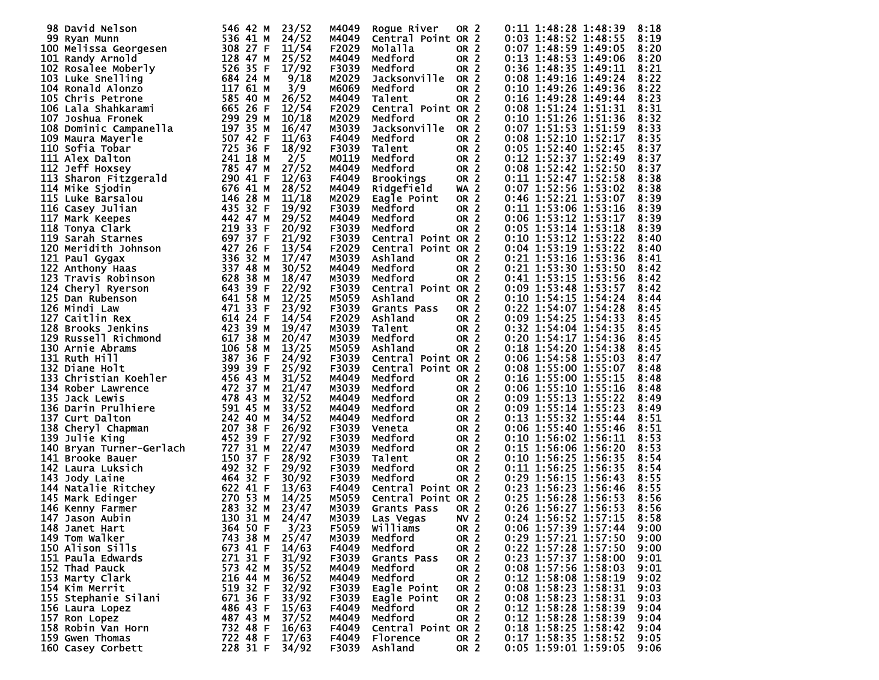| Place | Name | Bib | Age | Sex | Div Place | Division | City | State | | Start | Chip Time | Gun Time | Pace |
|---|---|---|---|---|---|---|---|---|---|---|---|---|---|
| 98 | David Nelson | 546 | 42 | M | 23/52 | M4049 | Rogue River | OR | 2 | 0:11 | 1:48:28 | 1:48:39 | 8:18 |
| 99 | Ryan Munn | 536 | 41 | M | 24/52 | M4049 | Central Point | OR | 2 | 0:03 | 1:48:52 | 1:48:55 | 8:19 |
| 100 | Melissa Georgesen | 308 | 27 | F | 11/54 | F2029 | Molalla | OR | 2 | 0:07 | 1:48:59 | 1:49:05 | 8:20 |
| 101 | Randy Arnold | 128 | 47 | M | 25/52 | M4049 | Medford | OR | 2 | 0:13 | 1:48:53 | 1:49:06 | 8:20 |
| 102 | Rosalee Moberly | 526 | 35 | F | 17/92 | F3039 | Medford | OR | 2 | 0:36 | 1:48:35 | 1:49:11 | 8:21 |
| 103 | Luke Snelling | 684 | 24 | M | 9/18 | M2029 | Jacksonville | OR | 2 | 0:08 | 1:49:16 | 1:49:24 | 8:22 |
| 104 | Ronald Alonzo | 117 | 61 | M | 3/9 | M6069 | Medford | OR | 2 | 0:10 | 1:49:26 | 1:49:36 | 8:22 |
| 105 | Chris Petrone | 585 | 40 | M | 26/52 | M4049 | Talent | OR | 2 | 0:16 | 1:49:28 | 1:49:44 | 8:23 |
| 106 | Lala Shahkarami | 665 | 26 | F | 12/54 | F2029 | Central Point | OR | 2 | 0:08 | 1:51:24 | 1:51:31 | 8:31 |
| 107 | Joshua Fronek | 299 | 29 | M | 10/18 | M2029 | Medford | OR | 2 | 0:10 | 1:51:26 | 1:51:36 | 8:32 |
| 108 | Dominic Campanella | 197 | 35 | M | 16/47 | M3039 | Jacksonville | OR | 2 | 0:07 | 1:51:53 | 1:51:59 | 8:33 |
| 109 | Maura Mayerle | 507 | 42 | F | 11/63 | F4049 | Medford | OR | 2 | 0:08 | 1:52:10 | 1:52:17 | 8:35 |
| 110 | Sofia Tobar | 725 | 36 | F | 18/92 | F3039 | Talent | OR | 2 | 0:05 | 1:52:40 | 1:52:45 | 8:37 |
| 111 | Alex Dalton | 241 | 18 | M | 2/5 | M0119 | Medford | OR | 2 | 0:12 | 1:52:37 | 1:52:49 | 8:37 |
| 112 | Jeff Hoxsey | 785 | 47 | M | 27/52 | M4049 | Medford | OR | 2 | 0:08 | 1:52:42 | 1:52:50 | 8:37 |
| 113 | Sharon Fitzgerald | 290 | 41 | F | 12/63 | F4049 | Brookings | OR | 2 | 0:11 | 1:52:47 | 1:52:58 | 8:38 |
| 114 | Mike Sjodin | 676 | 41 | M | 28/52 | M4049 | Ridgefield | WA | 2 | 0:07 | 1:52:56 | 1:53:02 | 8:38 |
| 115 | Luke Barsalou | 146 | 28 | M | 11/18 | M2029 | Eagle Point | OR | 2 | 0:46 | 1:52:21 | 1:53:07 | 8:39 |
| 116 | Casey Julian | 435 | 32 | F | 19/92 | F3039 | Medford | OR | 2 | 0:11 | 1:53:06 | 1:53:16 | 8:39 |
| 117 | Mark Keepes | 442 | 47 | M | 29/52 | M4049 | Medford | OR | 2 | 0:06 | 1:53:12 | 1:53:17 | 8:39 |
| 118 | Tonya Clark | 219 | 33 | F | 20/92 | F3039 | Medford | OR | 2 | 0:05 | 1:53:14 | 1:53:18 | 8:39 |
| 119 | Sarah Starnes | 697 | 37 | F | 21/92 | F3039 | Central Point | OR | 2 | 0:10 | 1:53:12 | 1:53:22 | 8:40 |
| 120 | Meridith Johnson | 427 | 26 | F | 13/54 | F2029 | Central Point | OR | 2 | 0:04 | 1:53:19 | 1:53:22 | 8:40 |
| 121 | Paul Gygax | 336 | 32 | M | 17/47 | M3039 | Ashland | OR | 2 | 0:21 | 1:53:16 | 1:53:36 | 8:41 |
| 122 | Anthony Haas | 337 | 48 | M | 30/52 | M4049 | Medford | OR | 2 | 0:21 | 1:53:30 | 1:53:50 | 8:42 |
| 123 | Travis Robinson | 628 | 38 | M | 18/47 | M3039 | Medford | OR | 2 | 0:41 | 1:53:15 | 1:53:56 | 8:42 |
| 124 | Cheryl Ryerson | 643 | 39 | F | 22/92 | F3039 | Central Point | OR | 2 | 0:09 | 1:53:48 | 1:53:57 | 8:42 |
| 125 | Dan Rubenson | 641 | 58 | M | 12/25 | M5059 | Ashland | OR | 2 | 0:10 | 1:54:15 | 1:54:24 | 8:44 |
| 126 | Mindi Law | 471 | 33 | F | 23/92 | F3039 | Grants Pass | OR | 2 | 0:22 | 1:54:07 | 1:54:28 | 8:45 |
| 127 | Caitlin Rex | 614 | 24 | F | 14/54 | F2029 | Ashland | OR | 2 | 0:09 | 1:54:25 | 1:54:33 | 8:45 |
| 128 | Brooks Jenkins | 423 | 39 | M | 19/47 | M3039 | Talent | OR | 2 | 0:32 | 1:54:04 | 1:54:35 | 8:45 |
| 129 | Russell Richmond | 617 | 38 | M | 20/47 | M3039 | Medford | OR | 2 | 0:20 | 1:54:17 | 1:54:36 | 8:45 |
| 130 | Arnie Abrams | 106 | 58 | M | 13/25 | M5059 | Ashland | OR | 2 | 0:18 | 1:54:20 | 1:54:38 | 8:45 |
| 131 | Ruth Hill | 387 | 36 | F | 24/92 | F3039 | Central Point | OR | 2 | 0:06 | 1:54:58 | 1:55:03 | 8:47 |
| 132 | Diane Holt | 399 | 39 | F | 25/92 | F3039 | Central Point | OR | 2 | 0:08 | 1:55:00 | 1:55:07 | 8:48 |
| 133 | Christian Koehler | 456 | 43 | M | 31/52 | M4049 | Medford | OR | 2 | 0:16 | 1:55:00 | 1:55:15 | 8:48 |
| 134 | Rober Lawrence | 472 | 37 | M | 21/47 | M3039 | Medford | OR | 2 | 0:06 | 1:55:10 | 1:55:16 | 8:48 |
| 135 | Jack Lewis | 478 | 43 | M | 32/52 | M4049 | Medford | OR | 2 | 0:09 | 1:55:13 | 1:55:22 | 8:49 |
| 136 | Darin Prulhiere | 591 | 45 | M | 33/52 | M4049 | Medford | OR | 2 | 0:09 | 1:55:14 | 1:55:23 | 8:49 |
| 137 | Curt Dalton | 242 | 40 | M | 34/52 | M4049 | Medford | OR | 2 | 0:13 | 1:55:32 | 1:55:44 | 8:51 |
| 138 | Cheryl Chapman | 207 | 38 | F | 26/92 | F3039 | Veneta | OR | 2 | 0:06 | 1:55:40 | 1:55:46 | 8:51 |
| 139 | Julie King | 452 | 39 | F | 27/92 | F3039 | Medford | OR | 2 | 0:10 | 1:56:02 | 1:56:11 | 8:53 |
| 140 | Bryan Turner-Gerlach | 727 | 31 | M | 22/47 | M3039 | Medford | OR | 2 | 0:15 | 1:56:06 | 1:56:20 | 8:53 |
| 141 | Brooke Bauer | 150 | 37 | F | 28/92 | F3039 | Talent | OR | 2 | 0:10 | 1:56:25 | 1:56:35 | 8:54 |
| 142 | Laura Luksich | 492 | 32 | F | 29/92 | F3039 | Medford | OR | 2 | 0:11 | 1:56:25 | 1:56:35 | 8:54 |
| 143 | Jody Laine | 464 | 32 | F | 30/92 | F3039 | Medford | OR | 2 | 0:29 | 1:56:15 | 1:56:43 | 8:55 |
| 144 | Natalie Ritchey | 622 | 41 | F | 13/63 | F4049 | Central Point | OR | 2 | 0:23 | 1:56:23 | 1:56:46 | 8:55 |
| 145 | Mark Edinger | 270 | 53 | M | 14/25 | M5059 | Central Point | OR | 2 | 0:25 | 1:56:28 | 1:56:53 | 8:56 |
| 146 | Kenny Farmer | 283 | 32 | M | 23/47 | M3039 | Grants Pass | OR | 2 | 0:26 | 1:56:27 | 1:56:53 | 8:56 |
| 147 | Jason Aubin | 130 | 31 | M | 24/47 | M3039 | Las Vegas | NV | 2 | 0:24 | 1:56:52 | 1:57:15 | 8:58 |
| 148 | Janet Hart | 364 | 50 | F | 3/23 | F5059 | Williams | OR | 2 | 0:06 | 1:57:39 | 1:57:44 | 9:00 |
| 149 | Tom Walker | 743 | 38 | M | 25/47 | M3039 | Medford | OR | 2 | 0:29 | 1:57:21 | 1:57:50 | 9:00 |
| 150 | Alison Sills | 673 | 41 | F | 14/63 | F4049 | Medford | OR | 2 | 0:22 | 1:57:28 | 1:57:50 | 9:00 |
| 151 | Paula Edwards | 271 | 31 | F | 31/92 | F3039 | Grants Pass | OR | 2 | 0:23 | 1:57:37 | 1:58:00 | 9:01 |
| 152 | Thad Pauck | 573 | 42 | M | 35/52 | M4049 | Medford | OR | 2 | 0:08 | 1:57:56 | 1:58:03 | 9:01 |
| 153 | Marty Clark | 216 | 44 | M | 36/52 | M4049 | Medford | OR | 2 | 0:12 | 1:58:08 | 1:58:19 | 9:02 |
| 154 | Kim Merrit | 519 | 32 | F | 32/92 | F3039 | Eagle Point | OR | 2 | 0:08 | 1:58:23 | 1:58:31 | 9:03 |
| 155 | Stephanie Silani | 671 | 36 | F | 33/92 | F3039 | Eagle Point | OR | 2 | 0:08 | 1:58:23 | 1:58:31 | 9:03 |
| 156 | Laura Lopez | 486 | 43 | F | 15/63 | F4049 | Medford | OR | 2 | 0:12 | 1:58:28 | 1:58:39 | 9:04 |
| 157 | Ron Lopez | 487 | 43 | M | 37/52 | M4049 | Medford | OR | 2 | 0:12 | 1:58:28 | 1:58:39 | 9:04 |
| 158 | Robin Van Horn | 732 | 48 | F | 16/63 | F4049 | Central Point | OR | 2 | 0:18 | 1:58:25 | 1:58:42 | 9:04 |
| 159 | Gwen Thomas | 722 | 48 | F | 17/63 | F4049 | Florence | OR | 2 | 0:17 | 1:58:35 | 1:58:52 | 9:05 |
| 160 | Casey Corbett | 228 | 31 | F | 34/92 | F3039 | Ashland | OR | 2 | 0:05 | 1:59:01 | 1:59:05 | 9:06 |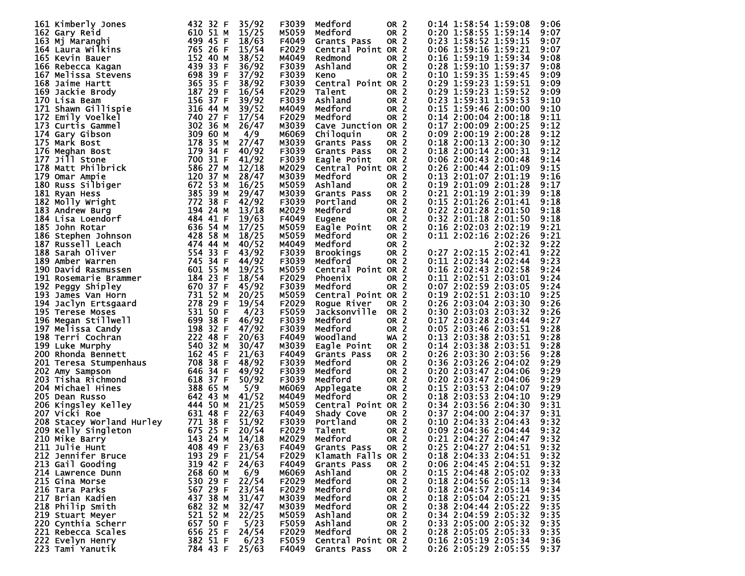| | | | | | | | | | | | | |
|---|---|---|---|---|---|---|---|---|---|---|---|---|
| 161 | Kimberly Jones | 432 | 32 | F | 35/92 | F3039 | Medford | OR 2 | 0:14 | 1:58:54 | 1:59:08 | 9:06 |
| 162 | Gary Reid | 610 | 51 | M | 15/25 | M5059 | Medford | OR 2 | 0:20 | 1:58:55 | 1:59:14 | 9:07 |
| 163 | Mj Maranghi | 499 | 45 | F | 18/63 | F4049 | Grants Pass | OR 2 | 0:23 | 1:58:52 | 1:59:15 | 9:07 |
| 164 | Laura Wilkins | 765 | 26 | F | 15/54 | F2029 | Central Point | OR 2 | 0:06 | 1:59:16 | 1:59:21 | 9:07 |
| 165 | Kevin Bauer | 152 | 40 | M | 38/52 | M4049 | Redmond | OR 2 | 0:16 | 1:59:19 | 1:59:34 | 9:08 |
| 166 | Rebecca Kagan | 439 | 33 | F | 36/92 | F3039 | Ashland | OR 2 | 0:28 | 1:59:10 | 1:59:37 | 9:08 |
| 167 | Melissa Stevens | 698 | 39 | F | 37/92 | F3039 | Keno | OR 2 | 0:10 | 1:59:35 | 1:59:45 | 9:09 |
| 168 | Jaime Hartt | 365 | 35 | F | 38/92 | F3039 | Central Point | OR 2 | 0:29 | 1:59:23 | 1:59:51 | 9:09 |
| 169 | Jackie Brody | 187 | 29 | F | 16/54 | F2029 | Talent | OR 2 | 0:29 | 1:59:23 | 1:59:52 | 9:09 |
| 170 | Lisa Beam | 156 | 37 | F | 39/92 | F3039 | Ashland | OR 2 | 0:23 | 1:59:31 | 1:59:53 | 9:10 |
| 171 | Shawn Gillispie | 316 | 44 | M | 39/52 | M4049 | Medford | OR 2 | 0:15 | 1:59:46 | 2:00:00 | 9:10 |
| 172 | Emily Voelkel | 740 | 27 | F | 17/54 | F2029 | Medford | OR 2 | 0:14 | 2:00:04 | 2:00:18 | 9:11 |
| 173 | Curtis Gammel | 302 | 36 | M | 26/47 | M3039 | Cave Junction | OR 2 | 0:17 | 2:00:09 | 2:00:25 | 9:12 |
| 174 | Gary Gibson | 309 | 60 | M | 4/9 | M6069 | Chiloquin | OR 2 | 0:09 | 2:00:19 | 2:00:28 | 9:12 |
| 175 | Mark Bost | 178 | 35 | M | 27/47 | M3039 | Grants Pass | OR 2 | 0:18 | 2:00:13 | 2:00:30 | 9:12 |
| 176 | Meghan Bost | 179 | 34 | F | 40/92 | F3039 | Grants Pass | OR 2 | 0:18 | 2:00:14 | 2:00:31 | 9:12 |
| 177 | Jill Stone | 700 | 31 | F | 41/92 | F3039 | Eagle Point | OR 2 | 0:06 | 2:00:43 | 2:00:48 | 9:14 |
| 178 | Matt Philbrick | 586 | 27 | M | 12/18 | M2029 | Central Point | OR 2 | 0:26 | 2:00:44 | 2:01:09 | 9:15 |
| 179 | Omar Ampie | 120 | 37 | M | 28/47 | M3039 | Medford | OR 2 | 0:13 | 2:01:07 | 2:01:19 | 9:16 |
| 180 | Russ Silbiger | 672 | 53 | M | 16/25 | M5059 | Ashland | OR 2 | 0:19 | 2:01:09 | 2:01:28 | 9:17 |
| 181 | Ryan Hess | 385 | 39 | M | 29/47 | M3039 | Grants Pass | OR 2 | 0:21 | 2:01:19 | 2:01:39 | 9:18 |
| 182 | Molly Wright | 772 | 38 | F | 42/92 | F3039 | Portland | OR 2 | 0:15 | 2:01:26 | 2:01:41 | 9:18 |
| 183 | Andrew Burg | 194 | 24 | M | 13/18 | M2029 | Medford | OR 2 | 0:22 | 2:01:28 | 2:01:50 | 9:18 |
| 184 | Lisa Loendorf | 484 | 41 | F | 19/63 | F4049 | Eugene | OR 2 | 0:32 | 2:01:18 | 2:01:50 | 9:18 |
| 185 | John Rotar | 636 | 54 | M | 17/25 | M5059 | Eagle Point | OR 2 | 0:16 | 2:02:03 | 2:02:19 | 9:21 |
| 186 | Stephen Johnson | 428 | 58 | M | 18/25 | M5059 | Medford | OR 2 | 0:11 | 2:02:16 | 2:02:26 | 9:21 |
| 187 | Russell Leach | 474 | 44 | M | 40/52 | M4049 | Medford | OR 2 | | | 2:02:32 | 9:22 |
| 188 | Sarah Oliver | 554 | 33 | F | 43/92 | F3039 | Brookings | OR 2 | 0:27 | 2:02:15 | 2:02:41 | 9:22 |
| 189 | Amber Warren | 745 | 34 | F | 44/92 | F3039 | Medford | OR 2 | 0:11 | 2:02:34 | 2:02:44 | 9:23 |
| 190 | David Rasmussen | 601 | 55 | M | 19/25 | M5059 | Central Point | OR 2 | 0:16 | 2:02:43 | 2:02:58 | 9:24 |
| 191 | Rosemarie Brammer | 184 | 23 | F | 18/54 | F2029 | Phoenix | OR 2 | 0:11 | 2:02:51 | 2:03:01 | 9:24 |
| 192 | Peggy Shipley | 670 | 37 | F | 45/92 | F3039 | Medford | OR 2 | 0:07 | 2:02:59 | 2:03:05 | 9:24 |
| 193 | James Van Horn | 731 | 52 | M | 20/25 | M5059 | Central Point | OR 2 | 0:19 | 2:02:51 | 2:03:10 | 9:25 |
| 194 | Jaclyn Ertsgaard | 278 | 29 | F | 19/54 | F2029 | Rogue River | OR 2 | 0:26 | 2:03:04 | 2:03:30 | 9:26 |
| 195 | Terese Moses | 531 | 50 | F | 4/23 | F5059 | Jacksonville | OR 2 | 0:30 | 2:03:03 | 2:03:32 | 9:26 |
| 196 | Megan Stillwell | 699 | 38 | F | 46/92 | F3039 | Medford | OR 2 | 0:17 | 2:03:28 | 2:03:44 | 9:27 |
| 197 | Melissa Candy | 198 | 32 | F | 47/92 | F3039 | Medford | OR 2 | 0:05 | 2:03:46 | 2:03:51 | 9:28 |
| 198 | Terri Cochran | 222 | 48 | F | 20/63 | F4049 | Woodland | WA 2 | 0:13 | 2:03:38 | 2:03:51 | 9:28 |
| 199 | Luke Murphy | 540 | 32 | M | 30/47 | M3039 | Eagle Point | OR 2 | 0:14 | 2:03:38 | 2:03:51 | 9:28 |
| 200 | Rhonda Bennett | 162 | 45 | F | 21/63 | F4049 | Grants Pass | OR 2 | 0:26 | 2:03:30 | 2:03:56 | 9:28 |
| 201 | Teresa Stumpenhaus | 708 | 38 | F | 48/92 | F3039 | Medford | OR 2 | 0:36 | 2:03:26 | 2:04:02 | 9:29 |
| 202 | Amy Sampson | 646 | 34 | F | 49/92 | F3039 | Medford | OR 2 | 0:20 | 2:03:47 | 2:04:06 | 9:29 |
| 203 | Tisha Richmond | 618 | 37 | F | 50/92 | F3039 | Medford | OR 2 | 0:20 | 2:03:47 | 2:04:06 | 9:29 |
| 204 | Michael Hines | 388 | 65 | M | 5/9 | M6069 | Applegate | OR 2 | 0:15 | 2:03:53 | 2:04:07 | 9:29 |
| 205 | Dean Russo | 642 | 43 | M | 41/52 | M4049 | Medford | OR 2 | 0:18 | 2:03:53 | 2:04:10 | 9:29 |
| 206 | Kingsley Kelley | 444 | 50 | M | 21/25 | M5059 | Central Point | OR 2 | 0:34 | 2:03:56 | 2:04:30 | 9:31 |
| 207 | Vicki Roe | 631 | 48 | F | 22/63 | F4049 | Shady Cove | OR 2 | 0:37 | 2:04:00 | 2:04:37 | 9:31 |
| 208 | Stacey Worland Hurley | 771 | 38 | F | 51/92 | F3039 | Portland | OR 2 | 0:10 | 2:04:33 | 2:04:43 | 9:32 |
| 209 | Kelly Singleton | 675 | 25 | F | 20/54 | F2029 | Talent | OR 2 | 0:09 | 2:04:36 | 2:04:44 | 9:32 |
| 210 | Mike Barry | 143 | 24 | M | 14/18 | M2029 | Medford | OR 2 | 0:21 | 2:04:27 | 2:04:47 | 9:32 |
| 211 | Julie Hunt | 408 | 49 | F | 23/63 | F4049 | Grants Pass | OR 2 | 0:25 | 2:04:27 | 2:04:51 | 9:32 |
| 212 | Jennifer Bruce | 193 | 29 | F | 21/54 | F2029 | Klamath Falls | OR 2 | 0:18 | 2:04:33 | 2:04:51 | 9:32 |
| 213 | Gail Gooding | 319 | 42 | F | 24/63 | F4049 | Grants Pass | OR 2 | 0:06 | 2:04:45 | 2:04:51 | 9:32 |
| 214 | Lawrence Dunn | 268 | 60 | M | 6/9 | M6069 | Ashland | OR 2 | 0:15 | 2:04:48 | 2:05:02 | 9:33 |
| 215 | Gina Morse | 530 | 29 | F | 22/54 | F2029 | Medford | OR 2 | 0:18 | 2:04:56 | 2:05:13 | 9:34 |
| 216 | Tara Parks | 567 | 29 | F | 23/54 | F2029 | Medford | OR 2 | 0:18 | 2:04:57 | 2:05:14 | 9:34 |
| 217 | Brian Kadien | 437 | 38 | M | 31/47 | M3039 | Medford | OR 2 | 0:18 | 2:05:04 | 2:05:21 | 9:35 |
| 218 | Philip Smith | 682 | 32 | M | 32/47 | M3039 | Medford | OR 2 | 0:38 | 2:04:44 | 2:05:22 | 9:35 |
| 219 | Stuart Meyer | 521 | 52 | M | 22/25 | M5059 | Ashland | OR 2 | 0:34 | 2:04:59 | 2:05:32 | 9:35 |
| 220 | Cynthia Scherr | 657 | 50 | F | 5/23 | F5059 | Ashland | OR 2 | 0:33 | 2:05:00 | 2:05:32 | 9:35 |
| 221 | Rebecca Scales | 656 | 25 | F | 24/54 | F2029 | Medford | OR 2 | 0:28 | 2:05:05 | 2:05:33 | 9:35 |
| 222 | Evelyn Henry | 382 | 51 | F | 6/23 | F5059 | Central Point | OR 2 | 0:16 | 2:05:19 | 2:05:34 | 9:36 |
| 223 | Tami Yanutik | 784 | 43 | F | 25/63 | F4049 | Grants Pass | OR 2 | 0:26 | 2:05:29 | 2:05:55 | 9:37 |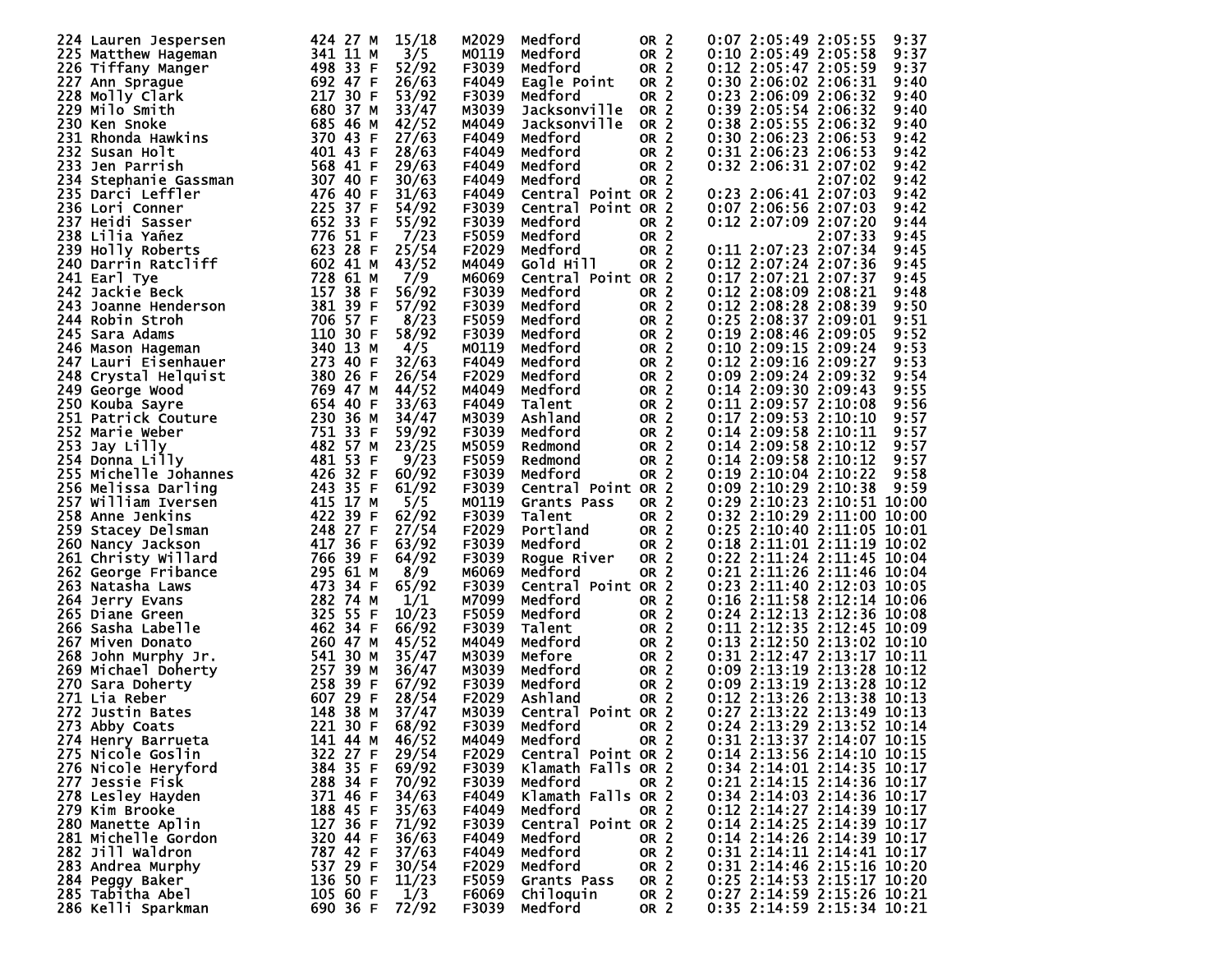```
224 Lauren Jespersen        424 27 M  15/18    M2029  Medford       OR 2     0:07 2:05:49 2:05:55   9:37
225 Matthew Hageman         341 11 M   3/5     M0119  Medford       OR 2     0:10 2:05:49 2:05:58   9:37
226 Tiffany Manger          498 33 F  52/92    F3039  Medford       OR 2     0:12 2:05:47 2:05:59   9:37
227 Ann Sprague             692 47 F  26/63    F4049  Eagle Point   OR 2     0:30 2:06:02 2:06:31   9:40
228 Molly Clark             217 30 F  53/92    F3039  Medford       OR 2     0:23 2:06:09 2:06:32   9:40
229 Milo Smith              680 37 M  33/47    M3039  Jacksonville  OR 2     0:39 2:05:54 2:06:32   9:40
230 Ken Snoke               685 46 M  42/52    M4049  Jacksonville  OR 2     0:38 2:05:55 2:06:32   9:40
231 Rhonda Hawkins          370 43 F  27/63    F4049  Medford       OR 2     0:30 2:06:23 2:06:53   9:42
232 Susan Holt              401 43 F  28/63    F4049  Medford       OR 2     0:31 2:06:23 2:06:53   9:42
233 Jen Parrish             568 41 F  29/63    F4049  Medford       OR 2     0:32 2:06:31 2:07:02   9:42
234 Stephanie Gassman       307 40 F  30/63    F4049  Medford       OR 2                  2:07:02   9:42
235 Darci Leffler           476 40 F  31/63    F4049  Central Point OR 2     0:23 2:06:41 2:07:03   9:42
236 Lori Conner             225 37 F  54/92    F3039  Central Point OR 2     0:07 2:06:56 2:07:03   9:42
237 Heidi Sasser            652 33 F  55/92    F3039  Medford       OR 2     0:12 2:07:09 2:07:20   9:44
238 Lilia Yañez             776 51 F   7/23    F5059  Medford       OR 2                  2:07:33   9:45
239 Holly Roberts           623 28 F  25/54    F2029  Medford       OR 2     0:11 2:07:23 2:07:34   9:45
240 Darrin Ratcliff         602 41 M  43/52    M4049  Gold Hill     OR 2     0:12 2:07:24 2:07:36   9:45
241 Earl Tye                728 61 M   7/9     M6069  Central Point OR 2     0:17 2:07:21 2:07:37   9:45
242 Jackie Beck             157 38 F  56/92    F3039  Medford       OR 2     0:12 2:08:09 2:08:21   9:48
243 Joanne Henderson        381 39 F  57/92    F3039  Medford       OR 2     0:12 2:08:28 2:08:39   9:50
244 Robin Stroh             706 57 F   8/23    F5059  Medford       OR 2     0:25 2:08:37 2:09:01   9:51
245 Sara Adams              110 30 F  58/92    F3039  Medford       OR 2     0:19 2:08:46 2:09:05   9:52
246 Mason Hageman           340 13 M   4/5     M0119  Medford       OR 2     0:10 2:09:15 2:09:24   9:53
247 Lauri Eisenhauer        273 40 F  32/63    F4049  Medford       OR 2     0:12 2:09:16 2:09:27   9:53
248 Crystal Helquist        380 26 F  26/54    F2029  Medford       OR 2     0:09 2:09:24 2:09:32   9:54
249 George Wood             769 47 M  44/52    M4049  Medford       OR 2     0:14 2:09:30 2:09:43   9:55
250 Kouba Sayre             654 40 F  33/63    F4049  Talent        OR 2     0:11 2:09:57 2:10:08   9:56
251 Patrick Couture         230 36 M  34/47    M3039  Ashland       OR 2     0:17 2:09:53 2:10:10   9:57
252 Marie Weber             751 33 F  59/92    F3039  Medford       OR 2     0:14 2:09:58 2:10:11   9:57
253 Jay Lilly               482 57 M  23/25    M5059  Redmond       OR 2     0:14 2:09:58 2:10:12   9:57
254 Donna Lilly             481 53 F   9/23    F5059  Redmond       OR 2     0:14 2:09:58 2:10:12   9:57
255 Michelle Johannes       426 32 F  60/92    F3039  Medford       OR 2     0:19 2:10:04 2:10:22   9:58
256 Melissa Darling         243 35 F  61/92    F3039  Central Point OR 2     0:09 2:10:29 2:10:38   9:59
257 William Iversen         415 17 M   5/5     M0119  Grants Pass   OR 2     0:29 2:10:23 2:10:51 10:00
258 Anne Jenkins            422 39 F  62/92    F3039  Talent        OR 2     0:32 2:10:29 2:11:00 10:00
259 Stacey Delsman          248 27 F  27/54    F2029  Portland      OR 2     0:25 2:10:40 2:11:05 10:01
260 Nancy Jackson           417 36 F  63/92    F3039  Medford       OR 2     0:18 2:11:01 2:11:19 10:02
261 Christy Willard         766 39 F  64/92    F3039  Rogue River   OR 2     0:22 2:11:24 2:11:45 10:04
262 George Fribance         295 61 M   8/9     M6069  Medford       OR 2     0:21 2:11:26 2:11:46 10:04
263 Natasha Laws            473 34 F  65/92    F3039  Central Point OR 2     0:23 2:11:40 2:12:03 10:05
264 Jerry Evans             282 74 M   1/1     M7099  Medford       OR 2     0:16 2:11:58 2:12:14 10:06
265 Diane Green             325 55 F  10/23    F5059  Medford       OR 2     0:24 2:12:13 2:12:36 10:08
266 Sasha Labelle           462 34 F  66/92    F3039  Talent        OR 2     0:11 2:12:35 2:12:45 10:09
267 Miven Donato            260 47 M  45/52    M4049  Medford       OR 2     0:13 2:12:50 2:13:02 10:10
268 John Murphy Jr.         541 30 M  35/47    M3039  Mefore        OR 2     0:31 2:12:47 2:13:17 10:11
269 Michael Doherty         257 39 M  36/47    M3039  Medford       OR 2     0:09 2:13:19 2:13:28 10:12
270 Sara Doherty            258 39 F  67/92    F3039  Medford       OR 2     0:09 2:13:19 2:13:28 10:12
271 Lia Reber               607 29 F  28/54    F2029  Ashland       OR 2     0:12 2:13:26 2:13:38 10:13
272 Justin Bates            148 38 M  37/47    M3039  Central Point OR 2     0:27 2:13:22 2:13:49 10:13
273 Abby Coats              221 30 F  68/92    F3039  Medford       OR 2     0:24 2:13:29 2:13:52 10:14
274 Henry Barrueta          141 44 M  46/52    M4049  Medford       OR 2     0:31 2:13:37 2:14:07 10:15
275 Nicole Goslin           322 27 F  29/54    F2029  Central Point OR 2     0:14 2:13:56 2:14:10 10:15
276 Nicole Heryford         384 35 F  69/92    F3039  Klamath Falls OR 2     0:34 2:14:01 2:14:35 10:17
277 Jessie Fisk             288 34 F  70/92    F3039  Medford       OR 2     0:21 2:14:15 2:14:36 10:17
278 Lesley Hayden           371 46 F  34/63    F4049  Klamath Falls OR 2     0:34 2:14:03 2:14:36 10:17
279 Kim Brooke              188 45 F  35/63    F4049  Medford       OR 2     0:12 2:14:27 2:14:39 10:17
280 Manette Aplin           127 36 F  71/92    F3039  Central Point OR 2     0:14 2:14:25 2:14:39 10:17
281 Michelle Gordon         320 44 F  36/63    F4049  Medford       OR 2     0:14 2:14:26 2:14:39 10:17
282 Jill Waldron            787 42 F  37/63    F4049  Medford       OR 2     0:31 2:14:11 2:14:41 10:17
283 Andrea Murphy           537 29 F  30/54    F2029  Medford       OR 2     0:31 2:14:46 2:15:16 10:20
284 Peggy Baker             136 50 F  11/23    F5059  Grants Pass   OR 2     0:25 2:14:53 2:15:17 10:20
285 Tabitha Abel            105 60 F   1/3     F6069  Chiloquin     OR 2     0:27 2:14:59 2:15:26 10:21
286 Kelli Sparkman          690 36 F  72/92    F3039  Medford       OR 2     0:35 2:14:59 2:15:34 10:21
```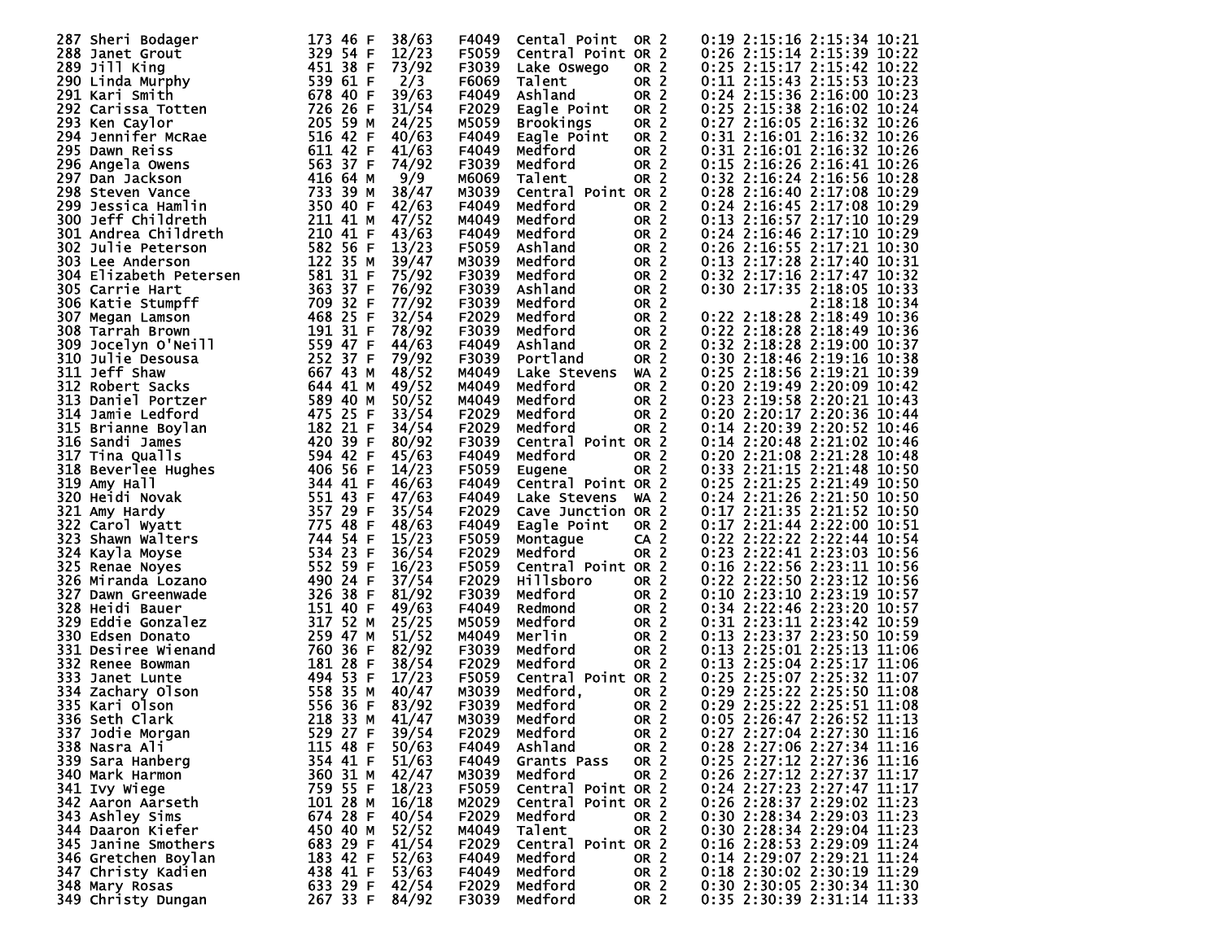| Place | Name | Bib | Age | Sex | Div Place | Division | City | State | | Gun Delay | Chip Time | Gun Time | Pace |
|---|---|---|---|---|---|---|---|---|---|---|---|---|---|
| 287 | Sheri Bodager | 173 | 46 | F | 38/63 | F4049 | Cental Point | OR | 2 | 0:19 | 2:15:16 | 2:15:34 | 10:21 |
| 288 | Janet Grout | 329 | 54 | F | 12/23 | F5059 | Central Point | OR | 2 | 0:26 | 2:15:14 | 2:15:39 | 10:22 |
| 289 | Jill King | 451 | 38 | F | 73/92 | F3039 | Lake Oswego | OR | 2 | 0:25 | 2:15:17 | 2:15:42 | 10:22 |
| 290 | Linda Murphy | 539 | 61 | F | 2/3 | F6069 | Talent | OR | 2 | 0:11 | 2:15:43 | 2:15:53 | 10:23 |
| 291 | Kari Smith | 678 | 40 | F | 39/63 | F4049 | Ashland | OR | 2 | 0:24 | 2:15:36 | 2:16:00 | 10:23 |
| 292 | Carissa Totten | 726 | 26 | F | 31/54 | F2029 | Eagle Point | OR | 2 | 0:25 | 2:15:38 | 2:16:02 | 10:24 |
| 293 | Ken Caylor | 205 | 59 | M | 24/25 | M5059 | Brookings | OR | 2 | 0:27 | 2:16:05 | 2:16:32 | 10:26 |
| 294 | Jennifer McRae | 516 | 42 | F | 40/63 | F4049 | Eagle Point | OR | 2 | 0:31 | 2:16:01 | 2:16:32 | 10:26 |
| 295 | Dawn Reiss | 611 | 42 | F | 41/63 | F4049 | Medford | OR | 2 | 0:31 | 2:16:01 | 2:16:32 | 10:26 |
| 296 | Angela Owens | 563 | 37 | F | 74/92 | F3039 | Medford | OR | 2 | 0:15 | 2:16:26 | 2:16:41 | 10:26 |
| 297 | Dan Jackson | 416 | 64 | M | 9/9 | M6069 | Talent | OR | 2 | 0:32 | 2:16:24 | 2:16:56 | 10:28 |
| 298 | Steven Vance | 733 | 39 | M | 38/47 | M3039 | Central Point | OR | 2 | 0:28 | 2:16:40 | 2:17:08 | 10:29 |
| 299 | Jessica Hamlin | 350 | 40 | F | 42/63 | F4049 | Medford | OR | 2 | 0:24 | 2:16:45 | 2:17:08 | 10:29 |
| 300 | Jeff Childreth | 211 | 41 | M | 47/52 | M4049 | Medford | OR | 2 | 0:13 | 2:16:57 | 2:17:10 | 10:29 |
| 301 | Andrea Childreth | 210 | 41 | F | 43/63 | F4049 | Medford | OR | 2 | 0:24 | 2:16:46 | 2:17:10 | 10:29 |
| 302 | Julie Peterson | 582 | 56 | F | 13/23 | F5059 | Ashland | OR | 2 | 0:26 | 2:16:55 | 2:17:21 | 10:30 |
| 303 | Lee Anderson | 122 | 35 | M | 39/47 | M3039 | Medford | OR | 2 | 0:13 | 2:17:28 | 2:17:40 | 10:31 |
| 304 | Elizabeth Petersen | 581 | 31 | F | 75/92 | F3039 | Medford | OR | 2 | 0:32 | 2:17:16 | 2:17:47 | 10:32 |
| 305 | Carrie Hart | 363 | 37 | F | 76/92 | F3039 | Ashland | OR | 2 | 0:30 | 2:17:35 | 2:18:05 | 10:33 |
| 306 | Katie Stumpff | 709 | 32 | F | 77/92 | F3039 | Medford | OR | 2 | | | 2:18:18 | 10:34 |
| 307 | Megan Lamson | 468 | 25 | F | 32/54 | F2029 | Medford | OR | 2 | 0:22 | 2:18:28 | 2:18:49 | 10:36 |
| 308 | Tarrah Brown | 191 | 31 | F | 78/92 | F3039 | Medford | OR | 2 | 0:22 | 2:18:28 | 2:18:49 | 10:36 |
| 309 | Jocelyn O'Neill | 559 | 47 | F | 44/63 | F4049 | Ashland | OR | 2 | 0:32 | 2:18:28 | 2:19:00 | 10:37 |
| 310 | Julie Desousa | 252 | 37 | F | 79/92 | F3039 | Portland | OR | 2 | 0:30 | 2:18:46 | 2:19:16 | 10:38 |
| 311 | Jeff Shaw | 667 | 43 | M | 48/52 | M4049 | Lake Stevens | WA | 2 | 0:25 | 2:18:56 | 2:19:21 | 10:39 |
| 312 | Robert Sacks | 644 | 41 | M | 49/52 | M4049 | Medford | OR | 2 | 0:20 | 2:19:49 | 2:20:09 | 10:42 |
| 313 | Daniel Portzer | 589 | 40 | M | 50/52 | M4049 | Medford | OR | 2 | 0:23 | 2:19:58 | 2:20:21 | 10:43 |
| 314 | Jamie Ledford | 475 | 25 | F | 33/54 | F2029 | Medford | OR | 2 | 0:20 | 2:20:17 | 2:20:36 | 10:44 |
| 315 | Brianne Boylan | 182 | 21 | F | 34/54 | F2029 | Medford | OR | 2 | 0:14 | 2:20:39 | 2:20:52 | 10:46 |
| 316 | Sandi James | 420 | 39 | F | 80/92 | F3039 | Central Point | OR | 2 | 0:14 | 2:20:48 | 2:21:02 | 10:46 |
| 317 | Tina Qualls | 594 | 42 | F | 45/63 | F4049 | Medford | OR | 2 | 0:20 | 2:21:08 | 2:21:28 | 10:48 |
| 318 | Beverlee Hughes | 406 | 56 | F | 14/23 | F5059 | Eugene | OR | 2 | 0:33 | 2:21:15 | 2:21:48 | 10:50 |
| 319 | Amy Hall | 344 | 41 | F | 46/63 | F4049 | Central Point | OR | 2 | 0:25 | 2:21:25 | 2:21:49 | 10:50 |
| 320 | Heidi Novak | 551 | 43 | F | 47/63 | F4049 | Lake Stevens | WA | 2 | 0:24 | 2:21:26 | 2:21:50 | 10:50 |
| 321 | Amy Hardy | 357 | 29 | F | 35/54 | F2029 | Cave Junction | OR | 2 | 0:17 | 2:21:35 | 2:21:52 | 10:50 |
| 322 | Carol Wyatt | 775 | 48 | F | 48/63 | F4049 | Eagle Point | OR | 2 | 0:17 | 2:21:44 | 2:22:00 | 10:51 |
| 323 | Shawn Walters | 744 | 54 | F | 15/23 | F5059 | Montague | CA | 2 | 0:22 | 2:22:22 | 2:22:44 | 10:54 |
| 324 | Kayla Moyse | 534 | 23 | F | 36/54 | F2029 | Medford | OR | 2 | 0:23 | 2:22:41 | 2:23:03 | 10:56 |
| 325 | Renae Noyes | 552 | 59 | F | 16/23 | F5059 | Central Point | OR | 2 | 0:16 | 2:22:56 | 2:23:11 | 10:56 |
| 326 | Miranda Lozano | 490 | 24 | F | 37/54 | F2029 | Hillsboro | OR | 2 | 0:22 | 2:22:50 | 2:23:12 | 10:56 |
| 327 | Dawn Greenwade | 326 | 38 | F | 81/92 | F3039 | Medford | OR | 2 | 0:10 | 2:23:10 | 2:23:19 | 10:57 |
| 328 | Heidi Bauer | 151 | 40 | F | 49/63 | F4049 | Redmond | OR | 2 | 0:34 | 2:22:46 | 2:23:20 | 10:57 |
| 329 | Eddie Gonzalez | 317 | 52 | M | 25/25 | M5059 | Medford | OR | 2 | 0:31 | 2:23:11 | 2:23:42 | 10:59 |
| 330 | Edsen Donato | 259 | 47 | M | 51/52 | M4049 | Merlin | OR | 2 | 0:13 | 2:23:37 | 2:23:50 | 10:59 |
| 331 | Desiree Wienand | 760 | 36 | F | 82/92 | F3039 | Medford | OR | 2 | 0:13 | 2:25:01 | 2:25:13 | 11:06 |
| 332 | Renee Bowman | 181 | 28 | F | 38/54 | F2029 | Medford | OR | 2 | 0:13 | 2:25:04 | 2:25:17 | 11:06 |
| 333 | Janet Lunte | 494 | 53 | F | 17/23 | F5059 | Central Point | OR | 2 | 0:25 | 2:25:07 | 2:25:32 | 11:07 |
| 334 | Zachary Olson | 558 | 35 | M | 40/47 | M3039 | Medford, | OR | 2 | 0:29 | 2:25:22 | 2:25:50 | 11:08 |
| 335 | Kari Olson | 556 | 36 | F | 83/92 | F3039 | Medford | OR | 2 | 0:29 | 2:25:22 | 2:25:51 | 11:08 |
| 336 | Seth Clark | 218 | 33 | M | 41/47 | M3039 | Medford | OR | 2 | 0:05 | 2:26:47 | 2:26:52 | 11:13 |
| 337 | Jodie Morgan | 529 | 27 | F | 39/54 | F2029 | Medford | OR | 2 | 0:27 | 2:27:04 | 2:27:30 | 11:16 |
| 338 | Nasra Ali | 115 | 48 | F | 50/63 | F4049 | Ashland | OR | 2 | 0:28 | 2:27:06 | 2:27:34 | 11:16 |
| 339 | Sara Hanberg | 354 | 41 | F | 51/63 | F4049 | Grants Pass | OR | 2 | 0:25 | 2:27:12 | 2:27:36 | 11:16 |
| 340 | Mark Harmon | 360 | 31 | M | 42/47 | M3039 | Medford | OR | 2 | 0:26 | 2:27:12 | 2:27:37 | 11:17 |
| 341 | Ivy Wiege | 759 | 55 | F | 18/23 | F5059 | Central Point | OR | 2 | 0:24 | 2:27:23 | 2:27:47 | 11:17 |
| 342 | Aaron Aarseth | 101 | 28 | M | 16/18 | M2029 | Central Point | OR | 2 | 0:26 | 2:28:37 | 2:29:02 | 11:23 |
| 343 | Ashley Sims | 674 | 28 | F | 40/54 | F2029 | Medford | OR | 2 | 0:30 | 2:28:34 | 2:29:03 | 11:23 |
| 344 | Daaron Kiefer | 450 | 40 | M | 52/52 | M4049 | Talent | OR | 2 | 0:30 | 2:28:34 | 2:29:04 | 11:23 |
| 345 | Janine Smothers | 683 | 29 | F | 41/54 | F2029 | Central Point | OR | 2 | 0:16 | 2:28:53 | 2:29:09 | 11:24 |
| 346 | Gretchen Boylan | 183 | 42 | F | 52/63 | F4049 | Medford | OR | 2 | 0:14 | 2:29:07 | 2:29:21 | 11:24 |
| 347 | Christy Kadien | 438 | 41 | F | 53/63 | F4049 | Medford | OR | 2 | 0:18 | 2:30:02 | 2:30:19 | 11:29 |
| 348 | Mary Rosas | 633 | 29 | F | 42/54 | F2029 | Medford | OR | 2 | 0:30 | 2:30:05 | 2:30:34 | 11:30 |
| 349 | Christy Dungan | 267 | 33 | F | 84/92 | F3039 | Medford | OR | 2 | 0:35 | 2:30:39 | 2:31:14 | 11:33 |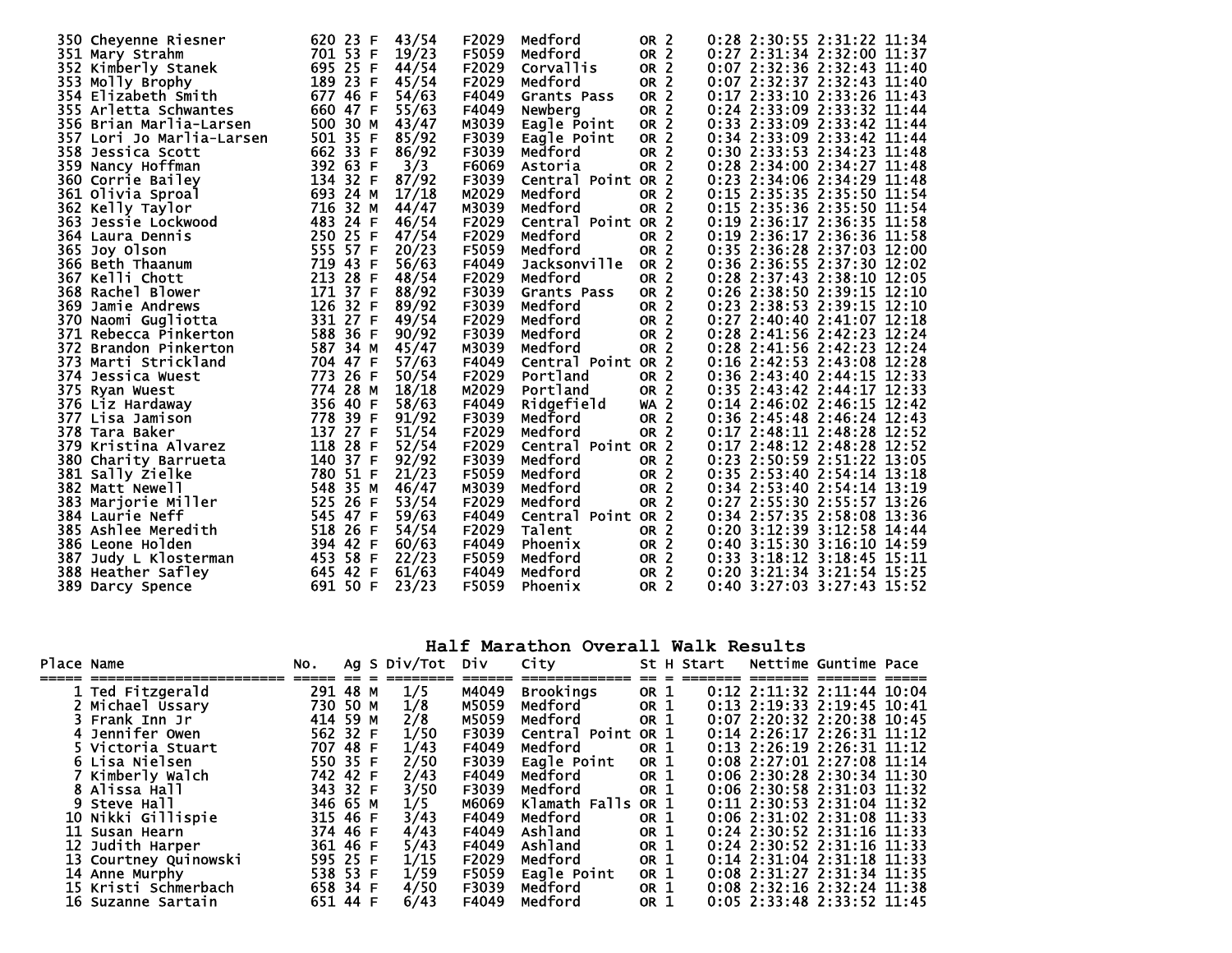| Place | Name | No. | Ag | S | Div/Tot | Div | City | St | H | Start | Nettime | Guntime | Pace |
|---|---|---|---|---|---|---|---|---|---|---|---|---|---|
| 350 | Cheyenne Riesner | 620 | 23 | F | 43/54 | F2029 | Medford | OR | 2 | 0:28 | 2:30:55 | 2:31:22 | 11:34 |
| 351 | Mary Strahm | 701 | 53 | F | 19/23 | F5059 | Medford | OR | 2 | 0:27 | 2:31:34 | 2:32:00 | 11:37 |
| 352 | Kimberly Stanek | 695 | 25 | F | 44/54 | F2029 | Corvallis | OR | 2 | 0:07 | 2:32:36 | 2:32:43 | 11:40 |
| 353 | Molly Brophy | 189 | 23 | F | 45/54 | F2029 | Medford | OR | 2 | 0:07 | 2:32:37 | 2:32:43 | 11:40 |
| 354 | Elizabeth Smith | 677 | 46 | F | 54/63 | F4049 | Grants Pass | OR | 2 | 0:17 | 2:33:10 | 2:33:26 | 11:43 |
| 355 | Arletta Schwantes | 660 | 47 | F | 55/63 | F4049 | Newberg | OR | 2 | 0:24 | 2:33:09 | 2:33:32 | 11:44 |
| 356 | Brian Marlia-Larsen | 500 | 30 | M | 43/47 | M3039 | Eagle Point | OR | 2 | 0:33 | 2:33:09 | 2:33:42 | 11:44 |
| 357 | Lori Jo Marlia-Larsen | 501 | 35 | F | 85/92 | F3039 | Eagle Point | OR | 2 | 0:34 | 2:33:09 | 2:33:42 | 11:44 |
| 358 | Jessica Scott | 662 | 33 | F | 86/92 | F3039 | Medford | OR | 2 | 0:30 | 2:33:53 | 2:34:23 | 11:48 |
| 359 | Nancy Hoffman | 392 | 63 | F | 3/3 | F6069 | Astoria | OR | 2 | 0:28 | 2:34:00 | 2:34:27 | 11:48 |
| 360 | Corrie Bailey | 134 | 32 | F | 87/92 | F3039 | Central Point | OR | 2 | 0:23 | 2:34:06 | 2:34:29 | 11:48 |
| 361 | Olivia Sproal | 693 | 24 | M | 17/18 | M2029 | Medford | OR | 2 | 0:15 | 2:35:35 | 2:35:50 | 11:54 |
| 362 | Kelly Taylor | 716 | 32 | M | 44/47 | M3039 | Medford | OR | 2 | 0:15 | 2:35:36 | 2:35:50 | 11:54 |
| 363 | Jessie Lockwood | 483 | 24 | F | 46/54 | F2029 | Central Point | OR | 2 | 0:19 | 2:36:17 | 2:36:35 | 11:58 |
| 364 | Laura Dennis | 250 | 25 | F | 47/54 | F2029 | Medford | OR | 2 | 0:19 | 2:36:17 | 2:36:36 | 11:58 |
| 365 | Joy Olson | 555 | 57 | F | 20/23 | F5059 | Medford | OR | 2 | 0:35 | 2:36:28 | 2:37:03 | 12:00 |
| 366 | Beth Thaanum | 719 | 43 | F | 56/63 | F4049 | Jacksonville | OR | 2 | 0:36 | 2:36:55 | 2:37:30 | 12:02 |
| 367 | Kelli Chott | 213 | 28 | F | 48/54 | F2029 | Medford | OR | 2 | 0:28 | 2:37:43 | 2:38:10 | 12:05 |
| 368 | Rachel Blower | 171 | 37 | F | 88/92 | F3039 | Grants Pass | OR | 2 | 0:26 | 2:38:50 | 2:39:15 | 12:10 |
| 369 | Jamie Andrews | 126 | 32 | F | 89/92 | F3039 | Medford | OR | 2 | 0:23 | 2:38:53 | 2:39:15 | 12:10 |
| 370 | Naomi Gugliotta | 331 | 27 | F | 49/54 | F2029 | Medford | OR | 2 | 0:27 | 2:40:40 | 2:41:07 | 12:18 |
| 371 | Rebecca Pinkerton | 588 | 36 | F | 90/92 | F3039 | Medford | OR | 2 | 0:28 | 2:41:56 | 2:42:23 | 12:24 |
| 372 | Brandon Pinkerton | 587 | 34 | M | 45/47 | M3039 | Medford | OR | 2 | 0:28 | 2:41:56 | 2:42:23 | 12:24 |
| 373 | Marti Strickland | 704 | 47 | F | 57/63 | F4049 | Central Point | OR | 2 | 0:16 | 2:42:53 | 2:43:08 | 12:28 |
| 374 | Jessica Wuest | 773 | 26 | F | 50/54 | F2029 | Portland | OR | 2 | 0:36 | 2:43:40 | 2:44:15 | 12:33 |
| 375 | Ryan Wuest | 774 | 28 | M | 18/18 | M2029 | Portland | OR | 2 | 0:35 | 2:43:42 | 2:44:17 | 12:33 |
| 376 | Liz Hardaway | 356 | 40 | F | 58/63 | F4049 | Ridgefield | WA | 2 | 0:14 | 2:46:02 | 2:46:15 | 12:42 |
| 377 | Lisa Jamison | 778 | 39 | F | 91/92 | F3039 | Medford | OR | 2 | 0:36 | 2:45:48 | 2:46:24 | 12:43 |
| 378 | Tara Baker | 137 | 27 | F | 51/54 | F2029 | Medford | OR | 2 | 0:17 | 2:48:11 | 2:48:28 | 12:52 |
| 379 | Kristina Alvarez | 118 | 28 | F | 52/54 | F2029 | Central Point | OR | 2 | 0:17 | 2:48:12 | 2:48:28 | 12:52 |
| 380 | Charity Barrueta | 140 | 37 | F | 92/92 | F3039 | Medford | OR | 2 | 0:23 | 2:50:59 | 2:51:22 | 13:05 |
| 381 | Sally Zielke | 780 | 51 | F | 21/23 | F5059 | Medford | OR | 2 | 0:35 | 2:53:40 | 2:54:14 | 13:18 |
| 382 | Matt Newell | 548 | 35 | M | 46/47 | M3039 | Medford | OR | 2 | 0:34 | 2:53:40 | 2:54:14 | 13:19 |
| 383 | Marjorie Miller | 525 | 26 | F | 53/54 | F2029 | Medford | OR | 2 | 0:27 | 2:55:30 | 2:55:57 | 13:26 |
| 384 | Laurie Neff | 545 | 47 | F | 59/63 | F4049 | Central Point | OR | 2 | 0:34 | 2:57:35 | 2:58:08 | 13:36 |
| 385 | Ashlee Meredith | 518 | 26 | F | 54/54 | F2029 | Talent | OR | 2 | 0:20 | 3:12:39 | 3:12:58 | 14:44 |
| 386 | Leone Holden | 394 | 42 | F | 60/63 | F4049 | Phoenix | OR | 2 | 0:40 | 3:15:30 | 3:16:10 | 14:59 |
| 387 | Judy L Klosterman | 453 | 58 | F | 22/23 | F5059 | Medford | OR | 2 | 0:33 | 3:18:12 | 3:18:45 | 15:11 |
| 388 | Heather Safley | 645 | 42 | F | 61/63 | F4049 | Medford | OR | 2 | 0:20 | 3:21:34 | 3:21:54 | 15:25 |
| 389 | Darcy Spence | 691 | 50 | F | 23/23 | F5059 | Phoenix | OR | 2 | 0:40 | 3:27:03 | 3:27:43 | 15:52 |

## Half Marathon Overall Walk Results

| Place | Name | No. | Ag | S | Div/Tot | Div | City | St | H | Start | Nettime | Guntime | Pace |
|---|---|---|---|---|---|---|---|---|---|---|---|---|---|
| 1 | Ted Fitzgerald | 291 | 48 | M | 1/5 | M4049 | Brookings | OR | 1 | 0:12 | 2:11:32 | 2:11:44 | 10:04 |
| 2 | Michael Ussary | 730 | 50 | M | 1/8 | M5059 | Medford | OR | 1 | 0:13 | 2:19:33 | 2:19:45 | 10:41 |
| 3 | Frank Inn Jr | 414 | 59 | M | 2/8 | M5059 | Medford | OR | 1 | 0:07 | 2:20:32 | 2:20:38 | 10:45 |
| 4 | Jennifer Owen | 562 | 32 | F | 1/50 | F3039 | Central Point | OR | 1 | 0:14 | 2:26:17 | 2:26:31 | 11:12 |
| 5 | Victoria Stuart | 707 | 48 | F | 1/43 | F4049 | Medford | OR | 1 | 0:13 | 2:26:19 | 2:26:31 | 11:12 |
| 6 | Lisa Nielsen | 550 | 35 | F | 2/50 | F3039 | Eagle Point | OR | 1 | 0:08 | 2:27:01 | 2:27:08 | 11:14 |
| 7 | Kimberly Walch | 742 | 42 | F | 2/43 | F4049 | Medford | OR | 1 | 0:06 | 2:30:28 | 2:30:34 | 11:30 |
| 8 | Alissa Hall | 343 | 32 | F | 3/50 | F3039 | Medford | OR | 1 | 0:06 | 2:30:58 | 2:31:03 | 11:32 |
| 9 | Steve Hall | 346 | 65 | M | 1/5 | M6069 | Klamath Falls | OR | 1 | 0:11 | 2:30:53 | 2:31:04 | 11:32 |
| 10 | Nikki Gillispie | 315 | 46 | F | 3/43 | F4049 | Medford | OR | 1 | 0:06 | 2:31:02 | 2:31:08 | 11:33 |
| 11 | Susan Hearn | 374 | 46 | F | 4/43 | F4049 | Ashland | OR | 1 | 0:24 | 2:30:52 | 2:31:16 | 11:33 |
| 12 | Judith Harper | 361 | 46 | F | 5/43 | F4049 | Ashland | OR | 1 | 0:24 | 2:30:52 | 2:31:16 | 11:33 |
| 13 | Courtney Quinowski | 595 | 25 | F | 1/15 | F2029 | Medford | OR | 1 | 0:14 | 2:31:04 | 2:31:18 | 11:33 |
| 14 | Anne Murphy | 538 | 53 | F | 1/59 | F5059 | Eagle Point | OR | 1 | 0:08 | 2:31:27 | 2:31:34 | 11:35 |
| 15 | Kristi Schmerbach | 658 | 34 | F | 4/50 | F3039 | Medford | OR | 1 | 0:08 | 2:32:16 | 2:32:24 | 11:38 |
| 16 | Suzanne Sartain | 651 | 44 | F | 6/43 | F4049 | Medford | OR | 1 | 0:05 | 2:33:48 | 2:33:52 | 11:45 |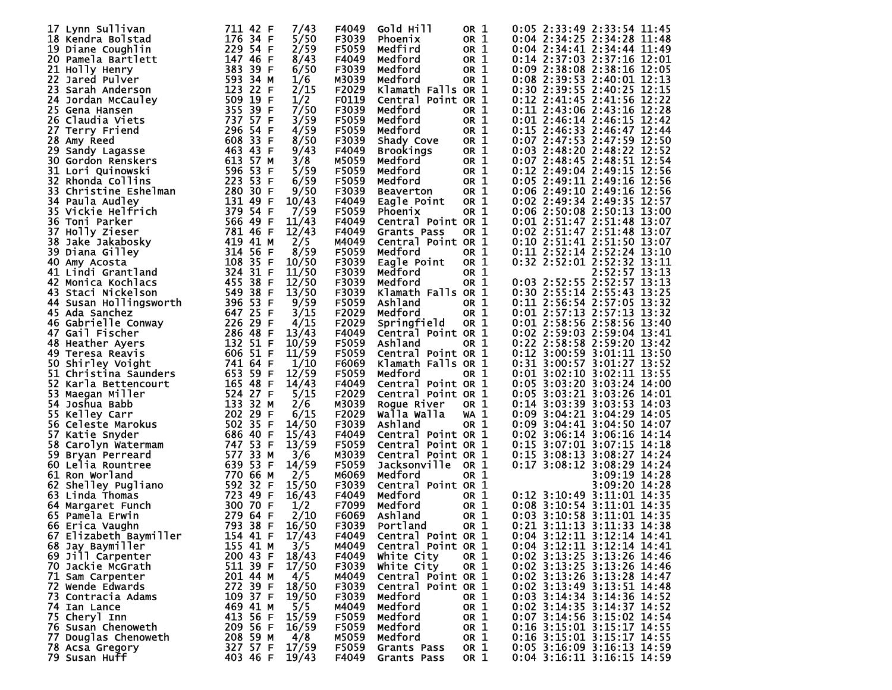```
17 Lynn Sullivan           711 42 F    7/43    F4049  Gold Hill     OR 1    0:05 2:33:49 2:33:54 11:45
18 Kendra Bolstad          176 34 F    5/50    F3039  Phoenix       OR 1    0:04 2:34:25 2:34:28 11:48
19 Diane Coughlin          229 54 F    2/59    F5059  Medfird       OR 1    0:04 2:34:41 2:34:44 11:49
20 Pamela Bartlett         147 46 F    8/43    F4049  Medford       OR 1    0:14 2:37:03 2:37:16 12:01
21 Holly Henry             383 39 F    6/50    F3039  Medford       OR 1    0:09 2:38:08 2:38:16 12:05
22 Jared Pulver            593 34 M    1/6     M3039  Medford       OR 1    0:08 2:39:53 2:40:01 12:13
23 Sarah Anderson          123 22 F    2/15    F2029  Klamath Falls OR 1    0:30 2:39:55 2:40:25 12:15
24 Jordan McCauley         509 19 F    1/2     F0119  Central Point OR 1    0:12 2:41:45 2:41:56 12:22
25 Gena Hansen             355 39 F    7/50    F3039  Medford       OR 1    0:11 2:43:06 2:43:16 12:28
26 Claudia Viets           737 57 F    3/59    F5059  Medford       OR 1    0:01 2:46:14 2:46:15 12:42
27 Terry Friend            296 54 F    4/59    F5059  Medford       OR 1    0:15 2:46:33 2:46:47 12:44
28 Amy Reed                608 33 F    8/50    F3039  Shady Cove    OR 1    0:07 2:47:53 2:47:59 12:50
29 Sandy Lagasse           463 43 F    9/43    F4049  Brookings     OR 1    0:03 2:48:20 2:48:22 12:52
30 Gordon Renskers         613 57 M    3/8     M5059  Medford       OR 1    0:07 2:48:45 2:48:51 12:54
31 Lori Quinowski          596 53 F    5/59    F5059  Medford       OR 1    0:12 2:49:04 2:49:15 12:56
32 Rhonda Collins          223 53 F    6/59    F5059  Medford       OR 1    0:05 2:49:11 2:49:16 12:56
33 Christine Eshelman      280 30 F    9/50    F3039  Beaverton     OR 1    0:06 2:49:10 2:49:16 12:56
34 Paula Audley            131 49 F   10/43    F4049  Eagle Point   OR 1    0:02 2:49:34 2:49:35 12:57
35 Vickie Helfrich         379 54 F    7/59    F5059  Phoenix       OR 1    0:06 2:50:08 2:50:13 13:00
36 Toni Parker             566 49 F   11/43    F4049  Central Point OR 1    0:01 2:51:47 2:51:48 13:07
37 Holly Zieser            781 46 F   12/43    F4049  Grants Pass   OR 1    0:02 2:51:47 2:51:48 13:07
38 Jake Jakabosky          419 41 M    2/5     M4049  Central Point OR 1    0:10 2:51:41 2:51:50 13:07
39 Diana Gilley            314 56 F    8/59    F5059  Medford       OR 1    0:11 2:52:14 2:52:24 13:10
40 Amy Acosta              108 35 F   10/50    F3039  Eagle Point   OR 1    0:32 2:52:01 2:52:32 13:11
41 Lindi Grantland         324 31 F   11/50    F3039  Medford       OR 1                 2:52:57 13:13
42 Monica Kochlacs         455 38 F   12/50    F3039  Medford       OR 1    0:03 2:52:55 2:52:57 13:13
43 Staci Nickelson         549 38 F   13/50    F3039  Klamath Falls OR 1    0:30 2:55:14 2:55:43 13:25
44 Susan Hollingsworth     396 53 F    9/59    F5059  Ashland       OR 1    0:11 2:56:54 2:57:05 13:32
45 Ada Sanchez             647 25 F    3/15    F2029  Medford       OR 1    0:01 2:57:13 2:57:13 13:32
46 Gabrielle Conway        226 29 F    4/15    F2029  Springfield   OR 1    0:01 2:58:56 2:58:56 13:40
47 Gail Fischer            286 48 F   13/43    F4049  Central Point OR 1    0:02 2:59:03 2:59:04 13:41
48 Heather Ayers           132 51 F   10/59    F5059  Ashland       OR 1    0:22 2:58:58 2:59:20 13:42
49 Teresa Reavis           606 51 F   11/59    F5059  Central Point OR 1    0:12 3:00:59 3:01:11 13:50
50 Shirley Voight          741 64 F    1/10    F6069  Klamath Falls OR 1    0:31 3:00:57 3:01:27 13:52
51 Christina Saunders      653 59 F   12/59    F5059  Medford       OR 1    0:01 3:02:10 3:02:11 13:55
52 Karla Bettencourt       165 48 F   14/43    F4049  Central Point OR 1    0:05 3:03:20 3:03:24 14:00
53 Maegan Miller           524 27 F    5/15    F2029  Central Point OR 1    0:05 3:03:21 3:03:26 14:01
54 Joshua Babb             133 32 M    2/6     M3039  Rogue River   OR 1    0:14 3:03:39 3:03:53 14:03
55 Kelley Carr             202 29 F    6/15    F2029  Walla Walla   WA 1    0:09 3:04:21 3:04:29 14:05
56 Celeste Marokus         502 35 F   14/50    F3039  Ashland       OR 1    0:09 3:04:41 3:04:50 14:07
57 Katie Snyder            686 40 F   15/43    F4049  Central Point OR 1    0:02 3:06:14 3:06:16 14:14
58 Carolyn Watermam        747 53 F   13/59    F5059  Central Point OR 1    0:15 3:07:01 3:07:15 14:18
59 Bryan Perreard          577 33 M    3/6     M3039  Central Point OR 1    0:15 3:08:13 3:08:27 14:24
60 Lelia Rountree          639 53 F   14/59    F5059  Jacksonville  OR 1    0:17 3:08:12 3:08:29 14:24
61 Ron Worland             770 66 M    2/5     M6069  Medford       OR 1                 3:09:19 14:28
62 Shelley Pugliano        592 32 F   15/50    F3039  Central Point OR 1                 3:09:20 14:28
63 Linda Thomas            723 49 F   16/43    F4049  Medford       OR 1    0:12 3:10:49 3:11:01 14:35
64 Margaret Funch          300 70 F    1/2     F7099  Medford       OR 1    0:08 3:10:54 3:11:01 14:35
65 Pamela Erwin            279 64 F    2/10    F6069  Ashland       OR 1    0:03 3:10:58 3:11:01 14:35
66 Erica Vaughn            793 38 F   16/50    F3039  Portland      OR 1    0:21 3:11:13 3:11:33 14:38
67 Elizabeth Baymiller     154 41 F   17/43    F4049  Central Point OR 1    0:04 3:12:11 3:12:14 14:41
68 Jay Baymiller           155 41 M    3/5     M4049  Central Point OR 1    0:04 3:12:11 3:12:14 14:41
69 Jill Carpenter          200 43 F   18/43    F4049  White City    OR 1    0:02 3:13:25 3:13:26 14:46
70 Jackie McGrath          511 39 F   17/50    F3039  White City    OR 1    0:02 3:13:25 3:13:26 14:46
71 Sam Carpenter           201 44 M    4/5     M4049  Central Point OR 1    0:02 3:13:26 3:13:28 14:47
72 Wende Edwards           272 39 F   18/50    F3039  Central Point OR 1    0:02 3:13:49 3:13:51 14:48
73 Contracia Adams         109 37 F   19/50    F3039  Medford       OR 1    0:03 3:14:34 3:14:36 14:52
74 Ian Lance               469 41 M    5/5     M4049  Medford       OR 1    0:02 3:14:35 3:14:37 14:52
75 Cheryl Inn              413 56 F   15/59    F5059  Medford       OR 1    0:07 3:14:56 3:15:02 14:54
76 Susan Chenoweth         209 56 F   16/59    F5059  Medford       OR 1    0:16 3:15:01 3:15:17 14:55
77 Douglas Chenoweth       208 59 M    4/8     M5059  Medford       OR 1    0:16 3:15:01 3:15:17 14:55
78 Acsa Gregory            327 57 F   17/59    F5059  Grants Pass   OR 1    0:05 3:16:09 3:16:13 14:59
79 Susan Huff              403 46 F   19/43    F4049  Grants Pass   OR 1    0:04 3:16:11 3:16:15 14:59
```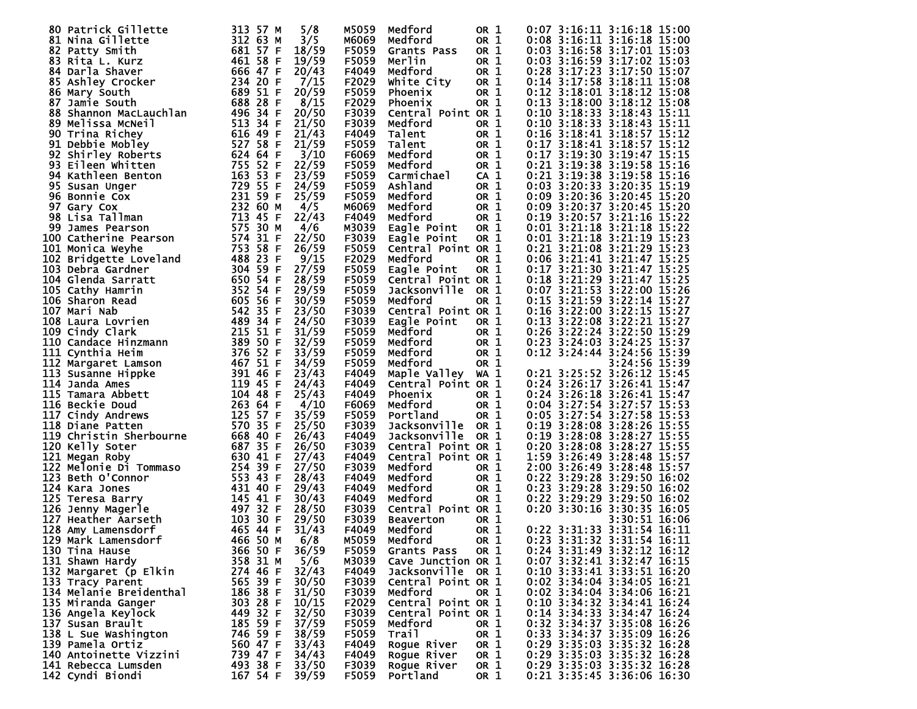| Place | Name | Bib | Age | Sex | Div Place | Division | City | State | | Chip Offset | Chip Time | Gun Time | Pace |
|---|---|---|---|---|---|---|---|---|---|---|---|---|---|
| 80 | Patrick Gillette | 313 | 57 | M | 5/8 | M5059 | Medford | OR | 1 | 0:07 | 3:16:11 | 3:16:18 | 15:00 |
| 81 | Nina Gillette | 312 | 63 | M | 3/5 | M6069 | Medford | OR | 1 | 0:08 | 3:16:11 | 3:16:18 | 15:00 |
| 82 | Patty Smith | 681 | 57 | F | 18/59 | F5059 | Grants Pass | OR | 1 | 0:03 | 3:16:58 | 3:17:01 | 15:03 |
| 83 | Rita L. Kurz | 461 | 58 | F | 19/59 | F5059 | Merlin | OR | 1 | 0:03 | 3:16:59 | 3:17:02 | 15:03 |
| 84 | Darla Shaver | 666 | 47 | F | 20/43 | F4049 | Medford | OR | 1 | 0:28 | 3:17:23 | 3:17:50 | 15:07 |
| 85 | Ashley Crocker | 234 | 20 | F | 7/15 | F2029 | White City | OR | 1 | 0:14 | 3:17:58 | 3:18:11 | 15:08 |
| 86 | Mary South | 689 | 51 | F | 20/59 | F5059 | Phoenix | OR | 1 | 0:12 | 3:18:01 | 3:18:12 | 15:08 |
| 87 | Jamie South | 688 | 28 | F | 8/15 | F2029 | Phoenix | OR | 1 | 0:13 | 3:18:00 | 3:18:12 | 15:08 |
| 88 | Shannon MacLauchlan | 496 | 34 | F | 20/50 | F3039 | Central Point | OR | 1 | 0:10 | 3:18:33 | 3:18:43 | 15:11 |
| 89 | Melissa McNeil | 513 | 34 | F | 21/50 | F3039 | Medford | OR | 1 | 0:10 | 3:18:33 | 3:18:43 | 15:11 |
| 90 | Trina Richey | 616 | 49 | F | 21/43 | F4049 | Talent | OR | 1 | 0:16 | 3:18:41 | 3:18:57 | 15:12 |
| 91 | Debbie Mobley | 527 | 58 | F | 21/59 | F5059 | Talent | OR | 1 | 0:17 | 3:18:41 | 3:18:57 | 15:12 |
| 92 | Shirley Roberts | 624 | 64 | F | 3/10 | F6069 | Medford | OR | 1 | 0:17 | 3:19:30 | 3:19:47 | 15:15 |
| 93 | Eileen Whitten | 755 | 52 | F | 22/59 | F5059 | Medford | OR | 1 | 0:21 | 3:19:38 | 3:19:58 | 15:16 |
| 94 | Kathleen Benton | 163 | 53 | F | 23/59 | F5059 | Carmichael | CA | 1 | 0:21 | 3:19:38 | 3:19:58 | 15:16 |
| 95 | Susan Unger | 729 | 55 | F | 24/59 | F5059 | Ashland | OR | 1 | 0:03 | 3:20:33 | 3:20:35 | 15:19 |
| 96 | Bonnie Cox | 231 | 59 | F | 25/59 | F5059 | Medford | OR | 1 | 0:09 | 3:20:36 | 3:20:45 | 15:20 |
| 97 | Gary Cox | 232 | 60 | M | 4/5 | M6069 | Medford | OR | 1 | 0:09 | 3:20:37 | 3:20:45 | 15:20 |
| 98 | Lisa Tallman | 713 | 45 | F | 22/43 | F4049 | Medford | OR | 1 | 0:19 | 3:20:57 | 3:21:16 | 15:22 |
| 99 | James Pearson | 575 | 30 | M | 4/6 | M3039 | Eagle Point | OR | 1 | 0:01 | 3:21:18 | 3:21:18 | 15:22 |
| 100 | Catherine Pearson | 574 | 31 | F | 22/50 | F3039 | Eagle Point | OR | 1 | 0:01 | 3:21:18 | 3:21:19 | 15:23 |
| 101 | Monica Weyhe | 753 | 58 | F | 26/59 | F5059 | Central Point | OR | 1 | 0:21 | 3:21:08 | 3:21:29 | 15:23 |
| 102 | Bridgette Loveland | 488 | 23 | F | 9/15 | F2029 | Medford | OR | 1 | 0:06 | 3:21:41 | 3:21:47 | 15:25 |
| 103 | Debra Gardner | 304 | 59 | F | 27/59 | F5059 | Eagle Point | OR | 1 | 0:17 | 3:21:30 | 3:21:47 | 15:25 |
| 104 | Glenda Sarratt | 650 | 54 | F | 28/59 | F5059 | Central Point | OR | 1 | 0:18 | 3:21:29 | 3:21:47 | 15:25 |
| 105 | Cathy Hamrin | 352 | 54 | F | 29/59 | F5059 | Jacksonville | OR | 1 | 0:07 | 3:21:53 | 3:22:00 | 15:26 |
| 106 | Sharon Read | 605 | 56 | F | 30/59 | F5059 | Medford | OR | 1 | 0:15 | 3:21:59 | 3:22:14 | 15:27 |
| 107 | Mari Nab | 542 | 35 | F | 23/50 | F3039 | Central Point | OR | 1 | 0:16 | 3:22:00 | 3:22:15 | 15:27 |
| 108 | Laura Lovrien | 489 | 34 | F | 24/50 | F3039 | Eagle Point | OR | 1 | 0:13 | 3:22:08 | 3:22:21 | 15:27 |
| 109 | Cindy Clark | 215 | 51 | F | 31/59 | F5059 | Medford | OR | 1 | 0:26 | 3:22:24 | 3:22:50 | 15:29 |
| 110 | Candace Hinzmann | 389 | 50 | F | 32/59 | F5059 | Medford | OR | 1 | 0:23 | 3:24:03 | 3:24:25 | 15:37 |
| 111 | Cynthia Heim | 376 | 52 | F | 33/59 | F5059 | Medford | OR | 1 | 0:12 | 3:24:44 | 3:24:56 | 15:39 |
| 112 | Margaret Lamson | 467 | 51 | F | 34/59 | F5059 | Medford | OR | 1 | | | 3:24:56 | 15:39 |
| 113 | Susanne Hippke | 391 | 46 | F | 23/43 | F4049 | Maple Valley | WA | 1 | 0:21 | 3:25:52 | 3:26:12 | 15:45 |
| 114 | Janda Ames | 119 | 45 | F | 24/43 | F4049 | Central Point | OR | 1 | 0:24 | 3:26:17 | 3:26:41 | 15:47 |
| 115 | Tamara Abbett | 104 | 48 | F | 25/43 | F4049 | Phoenix | OR | 1 | 0:24 | 3:26:18 | 3:26:41 | 15:47 |
| 116 | Beckie Doud | 263 | 64 | F | 4/10 | F6069 | Medford | OR | 1 | 0:04 | 3:27:54 | 3:27:57 | 15:53 |
| 117 | Cindy Andrews | 125 | 57 | F | 35/59 | F5059 | Portland | OR | 1 | 0:05 | 3:27:54 | 3:27:58 | 15:53 |
| 118 | Diane Patten | 570 | 35 | F | 25/50 | F3039 | Jacksonville | OR | 1 | 0:19 | 3:28:08 | 3:28:26 | 15:55 |
| 119 | Christin Sherbourne | 668 | 40 | F | 26/43 | F4049 | Jacksonville | OR | 1 | 0:19 | 3:28:08 | 3:28:27 | 15:55 |
| 120 | Kelly Soter | 687 | 35 | F | 26/50 | F3039 | Central Point | OR | 1 | 0:20 | 3:28:08 | 3:28:27 | 15:55 |
| 121 | Megan Roby | 630 | 41 | F | 27/43 | F4049 | Central Point | OR | 1 | 1:59 | 3:26:49 | 3:28:48 | 15:57 |
| 122 | Melonie Di Tommaso | 254 | 39 | F | 27/50 | F3039 | Medford | OR | 1 | 2:00 | 3:26:49 | 3:28:48 | 15:57 |
| 123 | Beth O'Connor | 553 | 43 | F | 28/43 | F4049 | Medford | OR | 1 | 0:22 | 3:29:28 | 3:29:50 | 16:02 |
| 124 | Kara Jones | 431 | 40 | F | 29/43 | F4049 | Medford | OR | 1 | 0:23 | 3:29:28 | 3:29:50 | 16:02 |
| 125 | Teresa Barry | 145 | 41 | F | 30/43 | F4049 | Medford | OR | 1 | 0:22 | 3:29:29 | 3:29:50 | 16:02 |
| 126 | Jenny Magerle | 497 | 32 | F | 28/50 | F3039 | Central Point | OR | 1 | 0:20 | 3:30:16 | 3:30:35 | 16:05 |
| 127 | Heather Aarseth | 103 | 30 | F | 29/50 | F3039 | Beaverton | OR | 1 | | | 3:30:51 | 16:06 |
| 128 | Amy Lamensdorf | 465 | 44 | F | 31/43 | F4049 | Medford | OR | 1 | 0:22 | 3:31:33 | 3:31:54 | 16:11 |
| 129 | Mark Lamensdorf | 466 | 50 | M | 6/8 | M5059 | Medford | OR | 1 | 0:23 | 3:31:32 | 3:31:54 | 16:11 |
| 130 | Tina Hause | 366 | 50 | F | 36/59 | F5059 | Grants Pass | OR | 1 | 0:24 | 3:31:49 | 3:32:12 | 16:12 |
| 131 | Shawn Hardy | 358 | 31 | M | 5/6 | M3039 | Cave Junction | OR | 1 | 0:07 | 3:32:41 | 3:32:47 | 16:15 |
| 132 | Margaret (p Elkin | 274 | 46 | F | 32/43 | F4049 | Jacksonville | OR | 1 | 0:10 | 3:33:41 | 3:33:51 | 16:20 |
| 133 | Tracy Parent | 565 | 39 | F | 30/50 | F3039 | Central Point | OR | 1 | 0:02 | 3:34:04 | 3:34:05 | 16:21 |
| 134 | Melanie Breidenthal | 186 | 38 | F | 31/50 | F3039 | Medford | OR | 1 | 0:02 | 3:34:04 | 3:34:06 | 16:21 |
| 135 | Miranda Ganger | 303 | 28 | F | 10/15 | F2029 | Central Point | OR | 1 | 0:10 | 3:34:32 | 3:34:41 | 16:24 |
| 136 | Angela Keylock | 449 | 32 | F | 32/50 | F3039 | Central Point | OR | 1 | 0:14 | 3:34:33 | 3:34:47 | 16:24 |
| 137 | Susan Brault | 185 | 59 | F | 37/59 | F5059 | Medford | OR | 1 | 0:32 | 3:34:37 | 3:35:08 | 16:26 |
| 138 | L Sue Washington | 746 | 59 | F | 38/59 | F5059 | Trail | OR | 1 | 0:33 | 3:34:37 | 3:35:09 | 16:26 |
| 139 | Pamela Ortiz | 560 | 47 | F | 33/43 | F4049 | Rogue River | OR | 1 | 0:29 | 3:35:03 | 3:35:32 | 16:28 |
| 140 | Antoinette Vizzini | 739 | 47 | F | 34/43 | F4049 | Rogue River | OR | 1 | 0:29 | 3:35:03 | 3:35:32 | 16:28 |
| 141 | Rebecca Lumsden | 493 | 38 | F | 33/50 | F3039 | Rogue River | OR | 1 | 0:29 | 3:35:03 | 3:35:32 | 16:28 |
| 142 | Cyndi Biondi | 167 | 54 | F | 39/59 | F5059 | Portland | OR | 1 | 0:21 | 3:35:45 | 3:36:06 | 16:30 |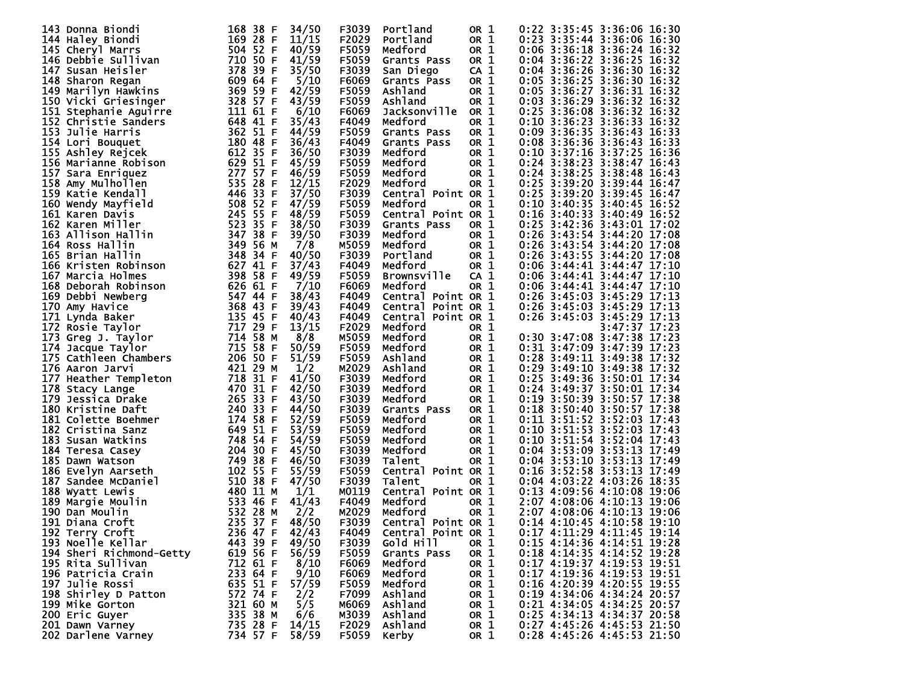| Place | Name | Bib | Age | Sex | Div Place | Division | City | State | | Start Delay | Gun Time | Chip Time | Pace |
|---|---|---|---|---|---|---|---|---|---|---|---|---|---|
| 143 | Donna Biondi | 168 | 38 | F | 34/50 | F3039 | Portland | OR | 1 | 0:22 | 3:35:45 | 3:36:06 | 16:30 |
| 144 | Haley Biondi | 169 | 28 | F | 11/15 | F2029 | Portland | OR | 1 | 0:23 | 3:35:44 | 3:36:06 | 16:30 |
| 145 | Cheryl Marrs | 504 | 52 | F | 40/59 | F5059 | Medford | OR | 1 | 0:06 | 3:36:18 | 3:36:24 | 16:32 |
| 146 | Debbie Sullivan | 710 | 50 | F | 41/59 | F5059 | Grants Pass | OR | 1 | 0:04 | 3:36:22 | 3:36:25 | 16:32 |
| 147 | Susan Heisler | 378 | 39 | F | 35/50 | F3039 | San Diego | CA | 1 | 0:04 | 3:36:26 | 3:36:30 | 16:32 |
| 148 | Sharon Regan | 609 | 64 | F | 5/10 | F6069 | Grants Pass | OR | 1 | 0:05 | 3:36:25 | 3:36:30 | 16:32 |
| 149 | Marilyn Hawkins | 369 | 59 | F | 42/59 | F5059 | Ashland | OR | 1 | 0:05 | 3:36:27 | 3:36:31 | 16:32 |
| 150 | Vicki Griesinger | 328 | 57 | F | 43/59 | F5059 | Ashland | OR | 1 | 0:03 | 3:36:29 | 3:36:32 | 16:32 |
| 151 | Stephanie Aguirre | 111 | 61 | F | 6/10 | F6069 | Jacksonville | OR | 1 | 0:25 | 3:36:08 | 3:36:32 | 16:32 |
| 152 | Christie Sanders | 648 | 41 | F | 35/43 | F4049 | Medford | OR | 1 | 0:10 | 3:36:23 | 3:36:33 | 16:32 |
| 153 | Julie Harris | 362 | 51 | F | 44/59 | F5059 | Grants Pass | OR | 1 | 0:09 | 3:36:35 | 3:36:43 | 16:33 |
| 154 | Lori Bouquet | 180 | 48 | F | 36/43 | F4049 | Grants Pass | OR | 1 | 0:08 | 3:36:36 | 3:36:43 | 16:33 |
| 155 | Ashley Rejcek | 612 | 35 | F | 36/50 | F3039 | Medford | OR | 1 | 0:10 | 3:37:16 | 3:37:25 | 16:36 |
| 156 | Marianne Robison | 629 | 51 | F | 45/59 | F5059 | Medford | OR | 1 | 0:24 | 3:38:23 | 3:38:47 | 16:43 |
| 157 | Sara Enriquez | 277 | 57 | F | 46/59 | F5059 | Medford | OR | 1 | 0:24 | 3:38:25 | 3:38:48 | 16:43 |
| 158 | Amy Mulhollen | 535 | 28 | F | 12/15 | F2029 | Medford | OR | 1 | 0:25 | 3:39:20 | 3:39:44 | 16:47 |
| 159 | Katie Kendall | 446 | 33 | F | 37/50 | F3039 | Central Point | OR | 1 | 0:25 | 3:39:20 | 3:39:45 | 16:47 |
| 160 | Wendy Mayfield | 508 | 52 | F | 47/59 | F5059 | Medford | OR | 1 | 0:10 | 3:40:35 | 3:40:45 | 16:52 |
| 161 | Karen Davis | 245 | 55 | F | 48/59 | F5059 | Central Point | OR | 1 | 0:16 | 3:40:33 | 3:40:49 | 16:52 |
| 162 | Karen Miller | 523 | 35 | F | 38/50 | F3039 | Grants Pass | OR | 1 | 0:25 | 3:42:36 | 3:43:01 | 17:02 |
| 163 | Allison Hallin | 347 | 38 | F | 39/50 | F3039 | Medford | OR | 1 | 0:26 | 3:43:54 | 3:44:20 | 17:08 |
| 164 | Ross Hallin | 349 | 56 | M | 7/8 | M5059 | Medford | OR | 1 | 0:26 | 3:43:54 | 3:44:20 | 17:08 |
| 165 | Brian Hallin | 348 | 34 | F | 40/50 | F3039 | Portland | OR | 1 | 0:26 | 3:43:55 | 3:44:20 | 17:08 |
| 166 | Kristen Robinson | 627 | 41 | F | 37/43 | F4049 | Medford | OR | 1 | 0:06 | 3:44:41 | 3:44:47 | 17:10 |
| 167 | Marcia Holmes | 398 | 58 | F | 49/59 | F5059 | Brownsville | CA | 1 | 0:06 | 3:44:41 | 3:44:47 | 17:10 |
| 168 | Deborah Robinson | 626 | 61 | F | 7/10 | F6069 | Medford | OR | 1 | 0:06 | 3:44:41 | 3:44:47 | 17:10 |
| 169 | Debbi Newberg | 547 | 44 | F | 38/43 | F4049 | Central Point | OR | 1 | 0:26 | 3:45:03 | 3:45:29 | 17:13 |
| 170 | Amy Havice | 368 | 43 | F | 39/43 | F4049 | Central Point | OR | 1 | 0:26 | 3:45:03 | 3:45:29 | 17:13 |
| 171 | Lynda Baker | 135 | 45 | F | 40/43 | F4049 | Central Point | OR | 1 | 0:26 | 3:45:03 | 3:45:29 | 17:13 |
| 172 | Rosie Taylor | 717 | 29 | F | 13/15 | F2029 | Medford | OR | 1 | | | 3:47:37 | 17:23 |
| 173 | Greg J. Taylor | 714 | 58 | M | 8/8 | M5059 | Medford | OR | 1 | 0:30 | 3:47:08 | 3:47:38 | 17:23 |
| 174 | Jacque Taylor | 715 | 58 | F | 50/59 | F5059 | Medford | OR | 1 | 0:31 | 3:47:09 | 3:47:39 | 17:23 |
| 175 | Cathleen Chambers | 206 | 50 | F | 51/59 | F5059 | Ashland | OR | 1 | 0:28 | 3:49:11 | 3:49:38 | 17:32 |
| 176 | Aaron Jarvi | 421 | 29 | M | 1/2 | M2029 | Ashland | OR | 1 | 0:29 | 3:49:10 | 3:49:38 | 17:32 |
| 177 | Heather Templeton | 718 | 31 | F | 41/50 | F3039 | Medford | OR | 1 | 0:25 | 3:49:36 | 3:50:01 | 17:34 |
| 178 | Stacy Lange | 470 | 31 | F | 42/50 | F3039 | Medford | OR | 1 | 0:24 | 3:49:37 | 3:50:01 | 17:34 |
| 179 | Jessica Drake | 265 | 33 | F | 43/50 | F3039 | Medford | OR | 1 | 0:19 | 3:50:39 | 3:50:57 | 17:38 |
| 180 | Kristine Daft | 240 | 33 | F | 44/50 | F3039 | Grants Pass | OR | 1 | 0:18 | 3:50:40 | 3:50:57 | 17:38 |
| 181 | Colette Boehmer | 174 | 58 | F | 52/59 | F5059 | Medford | OR | 1 | 0:11 | 3:51:52 | 3:52:03 | 17:43 |
| 182 | Cristina Sanz | 649 | 51 | F | 53/59 | F5059 | Medford | OR | 1 | 0:10 | 3:51:53 | 3:52:03 | 17:43 |
| 183 | Susan Watkins | 748 | 54 | F | 54/59 | F5059 | Medford | OR | 1 | 0:10 | 3:51:54 | 3:52:04 | 17:43 |
| 184 | Teresa Casey | 204 | 30 | F | 45/50 | F3039 | Medford | OR | 1 | 0:04 | 3:53:09 | 3:53:13 | 17:49 |
| 185 | Dawn Watson | 749 | 38 | F | 46/50 | F3039 | Talent | OR | 1 | 0:04 | 3:53:10 | 3:53:13 | 17:49 |
| 186 | Evelyn Aarseth | 102 | 55 | F | 55/59 | F5059 | Central Point | OR | 1 | 0:16 | 3:52:58 | 3:53:13 | 17:49 |
| 187 | Sandee McDaniel | 510 | 38 | F | 47/50 | F3039 | Talent | OR | 1 | 0:04 | 4:03:22 | 4:03:26 | 18:35 |
| 188 | Wyatt Lewis | 480 | 11 | M | 1/1 | M0119 | Central Point | OR | 1 | 0:13 | 4:09:56 | 4:10:08 | 19:06 |
| 189 | Margie Moulin | 533 | 46 | F | 41/43 | F4049 | Medford | OR | 1 | 2:07 | 4:08:06 | 4:10:13 | 19:06 |
| 190 | Dan Moulin | 532 | 28 | M | 2/2 | M2029 | Medford | OR | 1 | 2:07 | 4:08:06 | 4:10:13 | 19:06 |
| 191 | Diana Croft | 235 | 37 | F | 48/50 | F3039 | Central Point | OR | 1 | 0:14 | 4:10:45 | 4:10:58 | 19:10 |
| 192 | Terry Croft | 236 | 47 | F | 42/43 | F4049 | Central Point | OR | 1 | 0:17 | 4:11:29 | 4:11:45 | 19:14 |
| 193 | Noelle Kellar | 443 | 39 | F | 49/50 | F3039 | Gold Hill | OR | 1 | 0:15 | 4:14:36 | 4:14:51 | 19:28 |
| 194 | Sheri Richmond-Getty | 619 | 56 | F | 56/59 | F5059 | Grants Pass | OR | 1 | 0:18 | 4:14:35 | 4:14:52 | 19:28 |
| 195 | Rita Sullivan | 712 | 61 | F | 8/10 | F6069 | Medford | OR | 1 | 0:17 | 4:19:37 | 4:19:53 | 19:51 |
| 196 | Patricia Crain | 233 | 64 | F | 9/10 | F6069 | Medford | OR | 1 | 0:17 | 4:19:36 | 4:19:53 | 19:51 |
| 197 | Julie Rossi | 635 | 51 | F | 57/59 | F5059 | Medford | OR | 1 | 0:16 | 4:20:39 | 4:20:55 | 19:55 |
| 198 | Shirley D Patton | 572 | 74 | F | 2/2 | F7099 | Ashland | OR | 1 | 0:19 | 4:34:06 | 4:34:24 | 20:57 |
| 199 | Mike Gorton | 321 | 60 | M | 5/5 | M6069 | Ashland | OR | 1 | 0:21 | 4:34:05 | 4:34:25 | 20:57 |
| 200 | Eric Guyer | 335 | 38 | M | 6/6 | M3039 | Ashland | OR | 1 | 0:25 | 4:34:13 | 4:34:37 | 20:58 |
| 201 | Dawn Varney | 735 | 28 | F | 14/15 | F2029 | Ashland | OR | 1 | 0:27 | 4:45:26 | 4:45:53 | 21:50 |
| 202 | Darlene Varney | 734 | 57 | F | 58/59 | F5059 | Kerby | OR | 1 | 0:28 | 4:45:26 | 4:45:53 | 21:50 |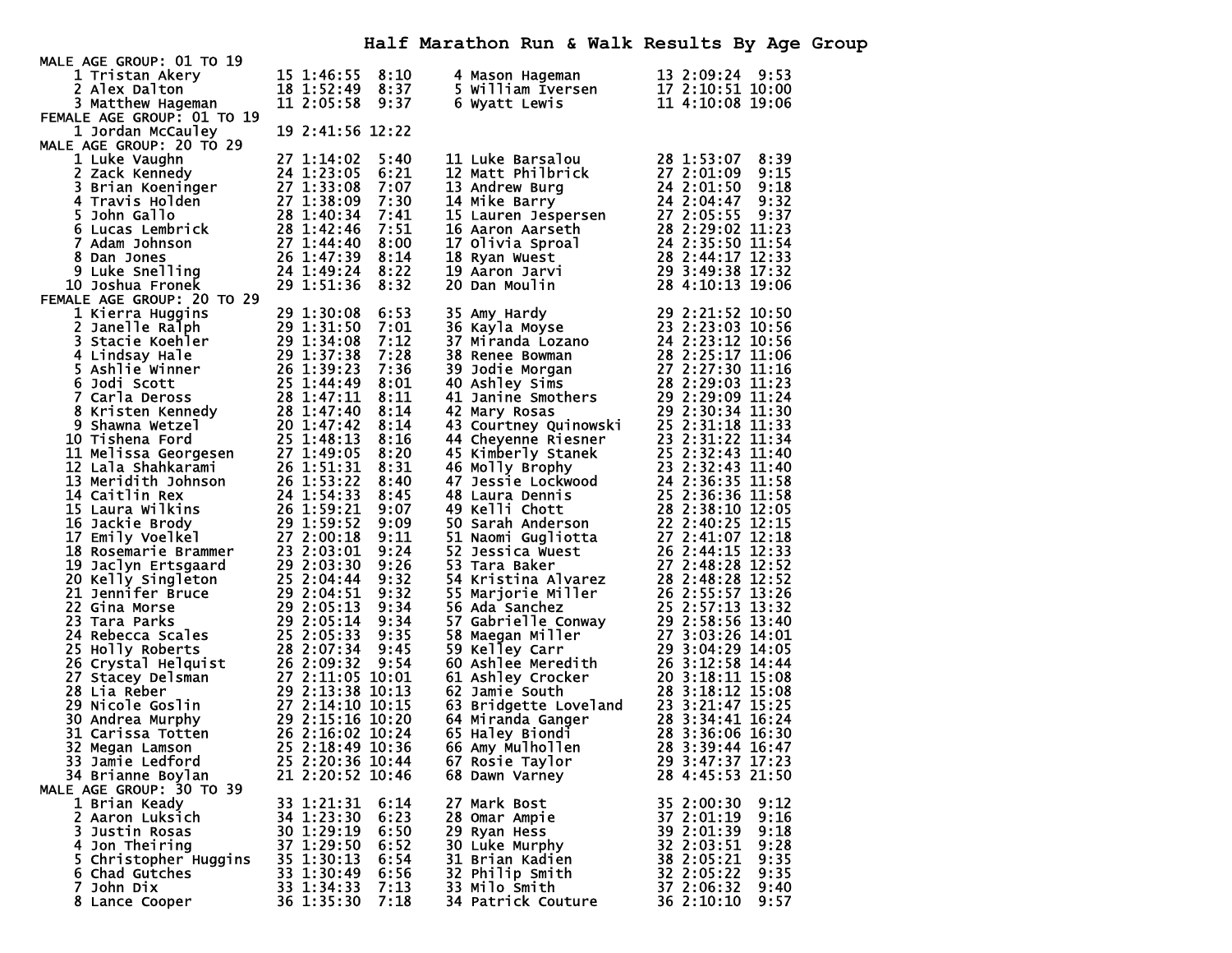# Half Marathon Run & Walk Results By Age Group

MALE AGE GROUP: 01 TO 19

| Place | Name | Age | Time | Pace |
|---|---|---|---|---|
| 1 | Tristan Akery | 15 | 1:46:55 | 8:10 |
| 2 | Alex Dalton | 18 | 1:52:49 | 8:37 |
| 3 | Matthew Hageman | 11 | 2:05:58 | 9:37 |
| 4 | Mason Hageman | 13 | 2:09:24 | 9:53 |
| 5 | William Iversen | 17 | 2:10:51 | 10:00 |
| 6 | Wyatt Lewis | 11 | 4:10:08 | 19:06 |

FEMALE AGE GROUP: 01 TO 19

| Place | Name | Age | Time | Pace |
|---|---|---|---|---|
| 1 | Jordan McCauley | 19 | 2:41:56 | 12:22 |

MALE AGE GROUP: 20 TO 29

| Place | Name | Age | Time | Pace |
|---|---|---|---|---|
| 1 | Luke Vaughn | 27 | 1:14:02 | 5:40 |
| 2 | Zack Kennedy | 24 | 1:23:05 | 6:21 |
| 3 | Brian Koeninger | 27 | 1:33:08 | 7:07 |
| 4 | Travis Holden | 27 | 1:38:09 | 7:30 |
| 5 | John Gallo | 28 | 1:40:34 | 7:41 |
| 6 | Lucas Lembrick | 28 | 1:42:46 | 7:51 |
| 7 | Adam Johnson | 27 | 1:44:40 | 8:00 |
| 8 | Dan Jones | 26 | 1:47:39 | 8:14 |
| 9 | Luke Snelling | 24 | 1:49:24 | 8:22 |
| 10 | Joshua Fronek | 29 | 1:51:36 | 8:32 |
| 11 | Luke Barsalou | 28 | 1:53:07 | 8:39 |
| 12 | Matt Philbrick | 27 | 2:01:09 | 9:15 |
| 13 | Andrew Burg | 24 | 2:01:50 | 9:18 |
| 14 | Mike Barry | 24 | 2:04:47 | 9:32 |
| 15 | Lauren Jespersen | 27 | 2:05:55 | 9:37 |
| 16 | Aaron Aarseth | 28 | 2:29:02 | 11:23 |
| 17 | Olivia Sproal | 24 | 2:35:50 | 11:54 |
| 18 | Ryan Wuest | 28 | 2:44:17 | 12:33 |
| 19 | Aaron Jarvi | 29 | 3:49:38 | 17:32 |
| 20 | Dan Moulin | 28 | 4:10:13 | 19:06 |

FEMALE AGE GROUP: 20 TO 29

| Place | Name | Age | Time | Pace |
|---|---|---|---|---|
| 1 | Kierra Huggins | 29 | 1:30:08 | 6:53 |
| 2 | Janelle Ralph | 29 | 1:31:50 | 7:01 |
| 3 | Stacie Koehler | 29 | 1:34:08 | 7:12 |
| 4 | Lindsay Hale | 29 | 1:37:38 | 7:28 |
| 5 | Ashlie Winner | 26 | 1:39:23 | 7:36 |
| 6 | Jodi Scott | 25 | 1:44:49 | 8:01 |
| 7 | Carla Deross | 28 | 1:47:11 | 8:11 |
| 8 | Kristen Kennedy | 28 | 1:47:40 | 8:14 |
| 9 | Shawna Wetzel | 20 | 1:47:42 | 8:14 |
| 10 | Tishena Ford | 25 | 1:48:13 | 8:16 |
| 11 | Melissa Georgesen | 27 | 1:49:05 | 8:20 |
| 12 | Lala Shahkarami | 26 | 1:51:31 | 8:31 |
| 13 | Meridith Johnson | 26 | 1:53:22 | 8:40 |
| 14 | Caitlin Rex | 24 | 1:54:33 | 8:45 |
| 15 | Laura Wilkins | 26 | 1:59:21 | 9:07 |
| 16 | Jackie Brody | 29 | 1:59:52 | 9:09 |
| 17 | Emily Voelkel | 27 | 2:00:18 | 9:11 |
| 18 | Rosemarie Brammer | 23 | 2:03:01 | 9:24 |
| 19 | Jaclyn Ertsgaard | 29 | 2:03:30 | 9:26 |
| 20 | Kelly Singleton | 25 | 2:04:44 | 9:32 |
| 21 | Jennifer Bruce | 29 | 2:04:51 | 9:32 |
| 22 | Gina Morse | 29 | 2:05:13 | 9:34 |
| 23 | Tara Parks | 29 | 2:05:14 | 9:34 |
| 24 | Rebecca Scales | 25 | 2:05:33 | 9:35 |
| 25 | Holly Roberts | 28 | 2:07:34 | 9:45 |
| 26 | Crystal Helquist | 26 | 2:09:32 | 9:54 |
| 27 | Stacey Delsman | 27 | 2:11:05 | 10:01 |
| 28 | Lia Reber | 29 | 2:13:38 | 10:13 |
| 29 | Nicole Goslin | 27 | 2:14:10 | 10:15 |
| 30 | Andrea Murphy | 29 | 2:15:16 | 10:20 |
| 31 | Carissa Totten | 26 | 2:16:02 | 10:24 |
| 32 | Megan Lamson | 25 | 2:18:49 | 10:36 |
| 33 | Jamie Ledford | 25 | 2:20:36 | 10:44 |
| 34 | Brianne Boylan | 21 | 2:20:52 | 10:46 |
| 35 | Amy Hardy | 29 | 2:21:52 | 10:50 |
| 36 | Kayla Moyse | 23 | 2:23:03 | 10:56 |
| 37 | Miranda Lozano | 24 | 2:23:12 | 10:56 |
| 38 | Renee Bowman | 28 | 2:25:17 | 11:06 |
| 39 | Jodie Morgan | 27 | 2:27:30 | 11:16 |
| 40 | Ashley Sims | 28 | 2:29:03 | 11:23 |
| 41 | Janine Smothers | 29 | 2:29:09 | 11:24 |
| 42 | Mary Rosas | 29 | 2:30:34 | 11:30 |
| 43 | Courtney Quinowski | 25 | 2:31:18 | 11:33 |
| 44 | Cheyenne Riesner | 23 | 2:31:22 | 11:34 |
| 45 | Kimberly Stanek | 25 | 2:32:43 | 11:40 |
| 46 | Molly Brophy | 23 | 2:32:43 | 11:40 |
| 47 | Jessie Lockwood | 24 | 2:36:35 | 11:58 |
| 48 | Laura Dennis | 25 | 2:36:36 | 11:58 |
| 49 | Kelli Chott | 28 | 2:38:10 | 12:05 |
| 50 | Sarah Anderson | 22 | 2:40:25 | 12:15 |
| 51 | Naomi Gugliotta | 27 | 2:41:07 | 12:18 |
| 52 | Jessica Wuest | 26 | 2:44:15 | 12:33 |
| 53 | Tara Baker | 27 | 2:48:28 | 12:52 |
| 54 | Kristina Alvarez | 28 | 2:48:28 | 12:52 |
| 55 | Marjorie Miller | 26 | 2:55:57 | 13:26 |
| 56 | Ada Sanchez | 25 | 2:57:13 | 13:32 |
| 57 | Gabrielle Conway | 29 | 2:58:56 | 13:40 |
| 58 | Maegan Miller | 27 | 3:03:26 | 14:01 |
| 59 | Kelley Carr | 29 | 3:04:29 | 14:05 |
| 60 | Ashlee Meredith | 26 | 3:12:58 | 14:44 |
| 61 | Ashley Crocker | 20 | 3:18:11 | 15:08 |
| 62 | Jamie South | 28 | 3:18:12 | 15:08 |
| 63 | Bridgette Loveland | 23 | 3:21:47 | 15:25 |
| 64 | Miranda Ganger | 28 | 3:34:41 | 16:24 |
| 65 | Haley Biondi | 28 | 3:36:06 | 16:30 |
| 66 | Amy Mulhollen | 28 | 3:39:44 | 16:47 |
| 67 | Rosie Taylor | 29 | 3:47:37 | 17:23 |
| 68 | Dawn Varney | 28 | 4:45:53 | 21:50 |

MALE AGE GROUP: 30 TO 39

| Place | Name | Age | Time | Pace |
|---|---|---|---|---|
| 1 | Brian Keady | 33 | 1:21:31 | 6:14 |
| 2 | Aaron Luksich | 34 | 1:23:30 | 6:23 |
| 3 | Justin Rosas | 30 | 1:29:19 | 6:50 |
| 4 | Jon Theiring | 37 | 1:29:50 | 6:52 |
| 5 | Christopher Huggins | 35 | 1:30:13 | 6:54 |
| 6 | Chad Gutches | 33 | 1:30:49 | 6:56 |
| 7 | John Dix | 33 | 1:34:33 | 7:13 |
| 8 | Lance Cooper | 36 | 1:35:30 | 7:18 |
| 27 | Mark Bost | 35 | 2:00:30 | 9:12 |
| 28 | Omar Ampie | 37 | 2:01:19 | 9:16 |
| 29 | Ryan Hess | 39 | 2:01:39 | 9:18 |
| 30 | Luke Murphy | 32 | 2:03:51 | 9:28 |
| 31 | Brian Kadien | 38 | 2:05:21 | 9:35 |
| 32 | Philip Smith | 32 | 2:05:22 | 9:35 |
| 33 | Milo Smith | 37 | 2:06:32 | 9:40 |
| 34 | Patrick Couture | 36 | 2:10:10 | 9:57 |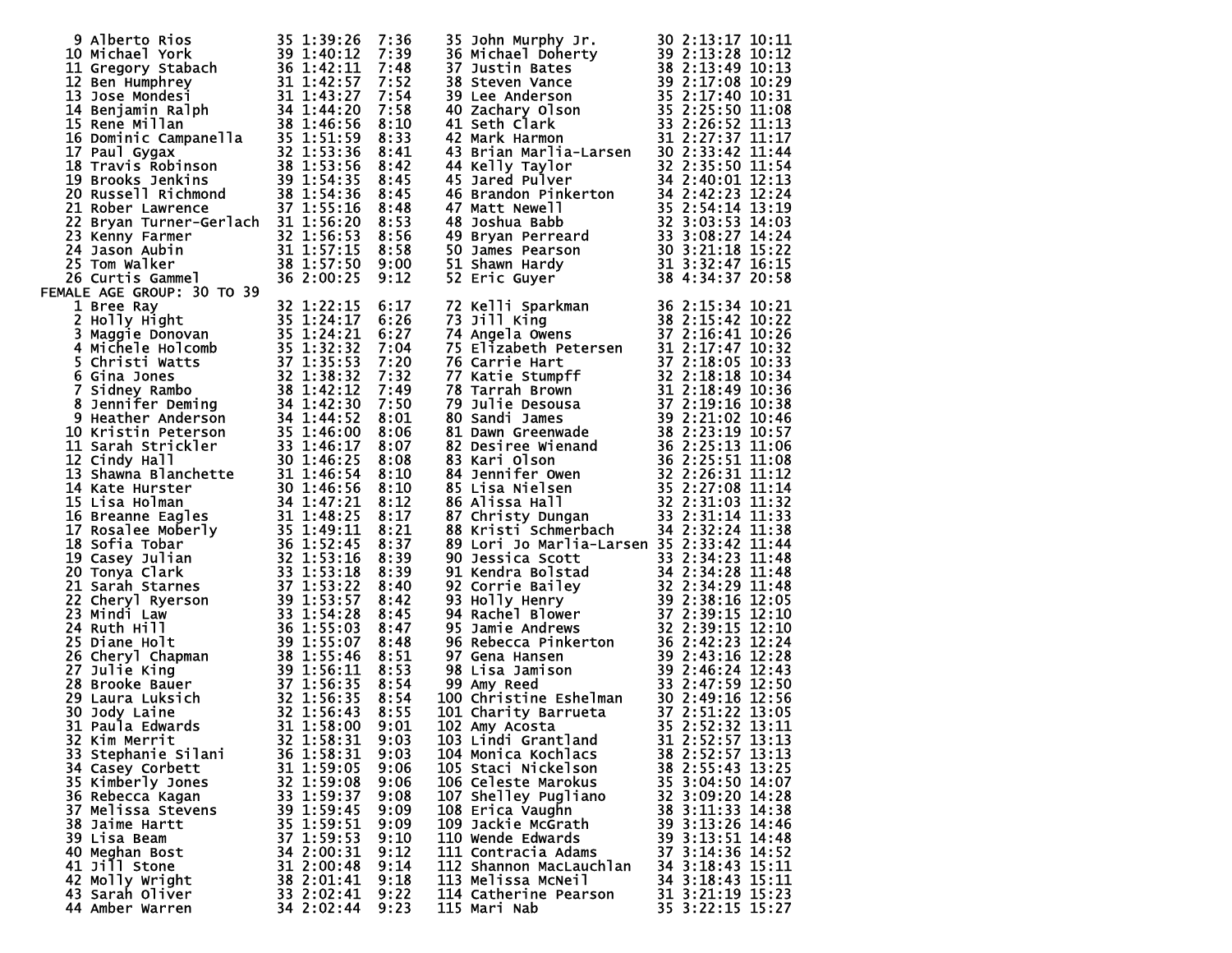| Place | Name | Age | Time | Pace |
|---|---|---|---|---|
| 9 | Alberto Rios | 35 | 1:39:26 | 7:36 |
| 10 | Michael York | 39 | 1:40:12 | 7:39 |
| 11 | Gregory Stabach | 36 | 1:42:11 | 7:48 |
| 12 | Ben Humphrey | 31 | 1:42:57 | 7:52 |
| 13 | Jose Mondesi | 31 | 1:43:27 | 7:54 |
| 14 | Benjamin Ralph | 34 | 1:44:20 | 7:58 |
| 15 | Rene Millan | 38 | 1:46:56 | 8:10 |
| 16 | Dominic Campanella | 35 | 1:51:59 | 8:33 |
| 17 | Paul Gygax | 32 | 1:53:36 | 8:41 |
| 18 | Travis Robinson | 38 | 1:53:56 | 8:42 |
| 19 | Brooks Jenkins | 39 | 1:54:35 | 8:45 |
| 20 | Russell Richmond | 38 | 1:54:36 | 8:45 |
| 21 | Rober Lawrence | 37 | 1:55:16 | 8:48 |
| 22 | Bryan Turner-Gerlach | 31 | 1:56:20 | 8:53 |
| 23 | Kenny Farmer | 32 | 1:56:53 | 8:56 |
| 24 | Jason Aubin | 31 | 1:57:15 | 8:58 |
| 25 | Tom Walker | 38 | 1:57:50 | 9:00 |
| 26 | Curtis Gammel | 36 | 2:00:25 | 9:12 |
| 35 | John Murphy Jr. | 30 | 2:13:17 | 10:11 |
| 36 | Michael Doherty | 39 | 2:13:28 | 10:12 |
| 37 | Justin Bates | 38 | 2:13:49 | 10:13 |
| 38 | Steven Vance | 39 | 2:17:08 | 10:29 |
| 39 | Lee Anderson | 35 | 2:17:40 | 10:31 |
| 40 | Zachary Olson | 35 | 2:25:50 | 11:08 |
| 41 | Seth Clark | 33 | 2:26:52 | 11:13 |
| 42 | Mark Harmon | 31 | 2:27:37 | 11:17 |
| 43 | Brian Marlia-Larsen | 30 | 2:33:42 | 11:44 |
| 44 | Kelly Taylor | 32 | 2:35:50 | 11:54 |
| 45 | Jared Pulver | 34 | 2:40:01 | 12:13 |
| 46 | Brandon Pinkerton | 34 | 2:42:23 | 12:24 |
| 47 | Matt Newell | 35 | 2:54:14 | 13:19 |
| 48 | Joshua Babb | 32 | 3:03:53 | 14:03 |
| 49 | Bryan Perreard | 33 | 3:08:27 | 14:24 |
| 50 | James Pearson | 30 | 3:21:18 | 15:22 |
| 51 | Shawn Hardy | 31 | 3:32:47 | 16:15 |
| 52 | Eric Guyer | 38 | 4:34:37 | 20:58 |

FEMALE AGE GROUP: 30 TO 39

| Place | Name | Age | Time | Pace |
|---|---|---|---|---|
| 1 | Bree Ray | 32 | 1:22:15 | 6:17 |
| 2 | Holly Hight | 35 | 1:24:17 | 6:26 |
| 3 | Maggie Donovan | 35 | 1:24:21 | 6:27 |
| 4 | Michele Holcomb | 35 | 1:32:32 | 7:04 |
| 5 | Christi Watts | 37 | 1:35:53 | 7:20 |
| 6 | Gina Jones | 32 | 1:38:32 | 7:32 |
| 7 | Sidney Rambo | 38 | 1:42:12 | 7:49 |
| 8 | Jennifer Deming | 34 | 1:42:30 | 7:50 |
| 9 | Heather Anderson | 34 | 1:44:52 | 8:01 |
| 10 | Kristin Peterson | 35 | 1:46:00 | 8:06 |
| 11 | Sarah Strickler | 33 | 1:46:17 | 8:07 |
| 12 | Cindy Hall | 30 | 1:46:25 | 8:08 |
| 13 | Shawna Blanchette | 31 | 1:46:54 | 8:10 |
| 14 | Kate Hurster | 30 | 1:46:56 | 8:10 |
| 15 | Lisa Holman | 34 | 1:47:21 | 8:12 |
| 16 | Breanne Eagles | 31 | 1:48:25 | 8:17 |
| 17 | Rosalee Moberly | 35 | 1:49:11 | 8:21 |
| 18 | Sofia Tobar | 36 | 1:52:45 | 8:37 |
| 19 | Casey Julian | 32 | 1:53:16 | 8:39 |
| 20 | Tonya Clark | 33 | 1:53:18 | 8:39 |
| 21 | Sarah Starnes | 37 | 1:53:22 | 8:40 |
| 22 | Cheryl Ryerson | 39 | 1:53:57 | 8:42 |
| 23 | Mindi Law | 33 | 1:54:28 | 8:45 |
| 24 | Ruth Hill | 36 | 1:55:03 | 8:47 |
| 25 | Diane Holt | 39 | 1:55:07 | 8:48 |
| 26 | Cheryl Chapman | 38 | 1:55:46 | 8:51 |
| 27 | Julie King | 39 | 1:56:11 | 8:53 |
| 28 | Brooke Bauer | 37 | 1:56:35 | 8:54 |
| 29 | Laura Luksich | 32 | 1:56:35 | 8:54 |
| 30 | Jody Laine | 32 | 1:56:43 | 8:55 |
| 31 | Paula Edwards | 31 | 1:58:00 | 9:01 |
| 32 | Kim Merrit | 32 | 1:58:31 | 9:03 |
| 33 | Stephanie Silani | 36 | 1:58:31 | 9:03 |
| 34 | Casey Corbett | 31 | 1:59:05 | 9:06 |
| 35 | Kimberly Jones | 32 | 1:59:08 | 9:06 |
| 36 | Rebecca Kagan | 33 | 1:59:37 | 9:08 |
| 37 | Melissa Stevens | 39 | 1:59:45 | 9:09 |
| 38 | Jaime Hartt | 35 | 1:59:51 | 9:09 |
| 39 | Lisa Beam | 37 | 1:59:53 | 9:10 |
| 40 | Meghan Bost | 34 | 2:00:31 | 9:12 |
| 41 | Jill Stone | 31 | 2:00:48 | 9:14 |
| 42 | Molly Wright | 38 | 2:01:41 | 9:18 |
| 43 | Sarah Oliver | 33 | 2:02:41 | 9:22 |
| 44 | Amber Warren | 34 | 2:02:44 | 9:23 |
| 72 | Kelli Sparkman | 36 | 2:15:34 | 10:21 |
| 73 | Jill King | 38 | 2:15:42 | 10:22 |
| 74 | Angela Owens | 37 | 2:16:41 | 10:26 |
| 75 | Elizabeth Petersen | 31 | 2:17:47 | 10:32 |
| 76 | Carrie Hart | 37 | 2:18:05 | 10:33 |
| 77 | Katie Stumpff | 32 | 2:18:18 | 10:34 |
| 78 | Tarrah Brown | 31 | 2:18:49 | 10:36 |
| 79 | Julie Desousa | 37 | 2:19:16 | 10:38 |
| 80 | Sandi James | 39 | 2:21:02 | 10:46 |
| 81 | Dawn Greenwade | 38 | 2:23:19 | 10:57 |
| 82 | Desiree Wienand | 36 | 2:25:13 | 11:06 |
| 83 | Kari Olson | 36 | 2:25:51 | 11:08 |
| 84 | Jennifer Owen | 32 | 2:26:31 | 11:12 |
| 85 | Lisa Nielsen | 35 | 2:27:08 | 11:14 |
| 86 | Alissa Hall | 32 | 2:31:03 | 11:32 |
| 87 | Christy Dungan | 33 | 2:31:14 | 11:33 |
| 88 | Kristi Schmerbach | 34 | 2:32:24 | 11:38 |
| 89 | Lori Jo Marlia-Larsen | 35 | 2:33:42 | 11:44 |
| 90 | Jessica Scott | 33 | 2:34:23 | 11:48 |
| 91 | Kendra Bolstad | 34 | 2:34:28 | 11:48 |
| 92 | Corrie Bailey | 32 | 2:34:29 | 11:48 |
| 93 | Holly Henry | 39 | 2:38:16 | 12:05 |
| 94 | Rachel Blower | 37 | 2:39:15 | 12:10 |
| 95 | Jamie Andrews | 32 | 2:39:15 | 12:10 |
| 96 | Rebecca Pinkerton | 36 | 2:42:23 | 12:24 |
| 97 | Gena Hansen | 39 | 2:43:16 | 12:28 |
| 98 | Lisa Jamison | 39 | 2:46:24 | 12:43 |
| 99 | Amy Reed | 33 | 2:47:59 | 12:50 |
| 100 | Christine Eshelman | 30 | 2:49:16 | 12:56 |
| 101 | Charity Barrueta | 37 | 2:51:22 | 13:05 |
| 102 | Amy Acosta | 35 | 2:52:32 | 13:11 |
| 103 | Lindi Grantland | 31 | 2:52:57 | 13:13 |
| 104 | Monica Kochlacs | 38 | 2:52:57 | 13:13 |
| 105 | Staci Nickelson | 38 | 2:55:43 | 13:25 |
| 106 | Celeste Marokus | 35 | 3:04:50 | 14:07 |
| 107 | Shelley Pugliano | 32 | 3:09:20 | 14:28 |
| 108 | Erica Vaughn | 38 | 3:11:33 | 14:38 |
| 109 | Jackie McGrath | 39 | 3:13:26 | 14:46 |
| 110 | Wende Edwards | 39 | 3:13:51 | 14:48 |
| 111 | Contracia Adams | 37 | 3:14:36 | 14:52 |
| 112 | Shannon MacLauchlan | 34 | 3:18:43 | 15:11 |
| 113 | Melissa McNeil | 34 | 3:18:43 | 15:11 |
| 114 | Catherine Pearson | 31 | 3:21:19 | 15:23 |
| 115 | Mari Nab | 35 | 3:22:15 | 15:27 |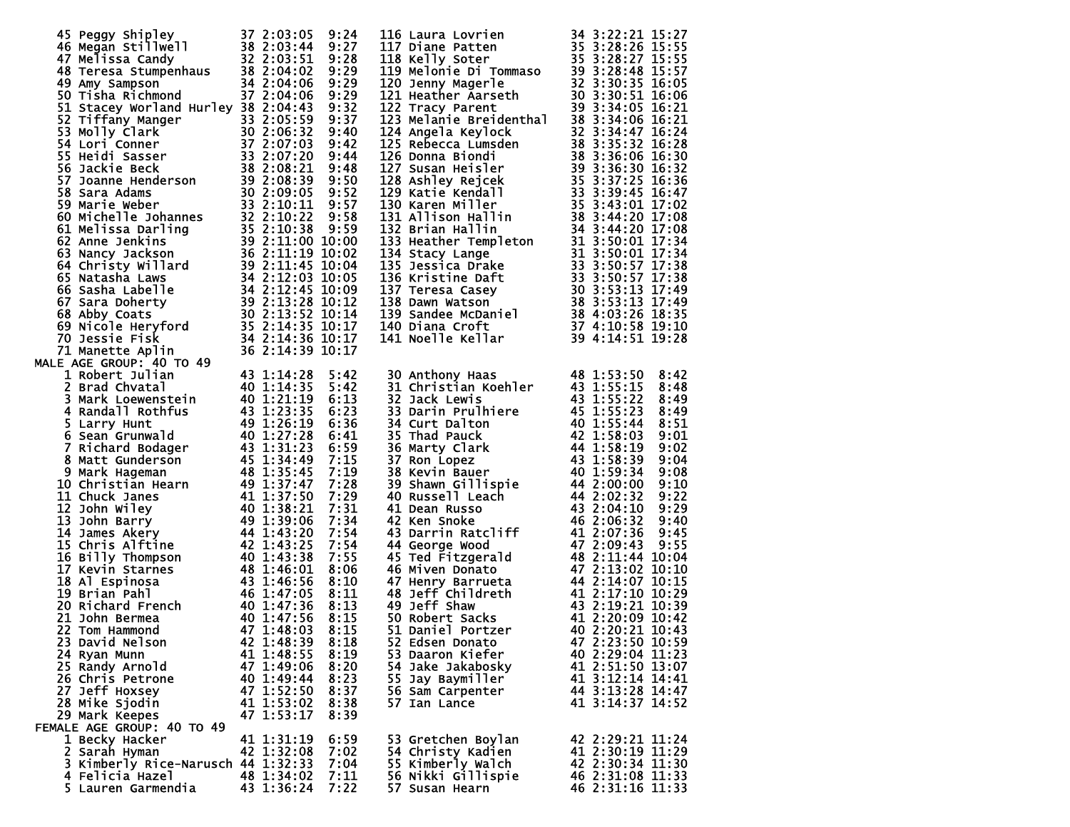| Place | Name | Age | Time | Pace |
|---|---|---|---|---|
| 45 | Peggy Shipley | 37 | 2:03:05 | 9:24 |
| 46 | Megan Stillwell | 38 | 2:03:44 | 9:27 |
| 47 | Melissa Candy | 32 | 2:03:51 | 9:28 |
| 48 | Teresa Stumpenhaus | 38 | 2:04:02 | 9:29 |
| 49 | Amy Sampson | 34 | 2:04:06 | 9:29 |
| 50 | Tisha Richmond | 37 | 2:04:06 | 9:29 |
| 51 | Stacey Worland Hurley | 38 | 2:04:43 | 9:32 |
| 52 | Tiffany Manger | 33 | 2:05:59 | 9:37 |
| 53 | Molly Clark | 30 | 2:06:32 | 9:40 |
| 54 | Lori Conner | 37 | 2:07:03 | 9:42 |
| 55 | Heidi Sasser | 33 | 2:07:20 | 9:44 |
| 56 | Jackie Beck | 38 | 2:08:21 | 9:48 |
| 57 | Joanne Henderson | 39 | 2:08:39 | 9:50 |
| 58 | Sara Adams | 30 | 2:09:05 | 9:52 |
| 59 | Marie Weber | 33 | 2:10:11 | 9:57 |
| 60 | Michelle Johannes | 32 | 2:10:22 | 9:58 |
| 61 | Melissa Darling | 35 | 2:10:38 | 9:59 |
| 62 | Anne Jenkins | 39 | 2:11:00 | 10:00 |
| 63 | Nancy Jackson | 36 | 2:11:19 | 10:02 |
| 64 | Christy Willard | 39 | 2:11:45 | 10:04 |
| 65 | Natasha Laws | 34 | 2:12:03 | 10:05 |
| 66 | Sasha Labelle | 34 | 2:12:45 | 10:09 |
| 67 | Sara Doherty | 39 | 2:13:28 | 10:12 |
| 68 | Abby Coats | 30 | 2:13:52 | 10:14 |
| 69 | Nicole Heryford | 35 | 2:14:35 | 10:17 |
| 70 | Jessie Fisk | 34 | 2:14:36 | 10:17 |
| 71 | Manette Aplin | 36 | 2:14:39 | 10:17 |
| 116 | Laura Lovrien | 34 | 3:22:21 | 15:27 |
| 117 | Diane Patten | 35 | 3:28:26 | 15:55 |
| 118 | Kelly Soter | 35 | 3:28:27 | 15:55 |
| 119 | Melonie Di Tommaso | 39 | 3:28:48 | 15:57 |
| 120 | Jenny Magerle | 32 | 3:30:35 | 16:05 |
| 121 | Heather Aarseth | 30 | 3:30:51 | 16:06 |
| 122 | Tracy Parent | 39 | 3:34:05 | 16:21 |
| 123 | Melanie Breidenthal | 38 | 3:34:06 | 16:21 |
| 124 | Angela Keylock | 32 | 3:34:47 | 16:24 |
| 125 | Rebecca Lumsden | 38 | 3:35:32 | 16:28 |
| 126 | Donna Biondi | 38 | 3:36:06 | 16:30 |
| 127 | Susan Heisler | 39 | 3:36:30 | 16:32 |
| 128 | Ashley Rejcek | 35 | 3:37:25 | 16:36 |
| 129 | Katie Kendall | 33 | 3:39:45 | 16:47 |
| 130 | Karen Miller | 35 | 3:43:01 | 17:02 |
| 131 | Allison Hallin | 38 | 3:44:20 | 17:08 |
| 132 | Brian Hallin | 34 | 3:44:20 | 17:08 |
| 133 | Heather Templeton | 31 | 3:50:01 | 17:34 |
| 134 | Stacy Lange | 31 | 3:50:01 | 17:34 |
| 135 | Jessica Drake | 33 | 3:50:57 | 17:38 |
| 136 | Kristine Daft | 33 | 3:50:57 | 17:38 |
| 137 | Teresa Casey | 30 | 3:53:13 | 17:49 |
| 138 | Dawn Watson | 38 | 3:53:13 | 17:49 |
| 139 | Sandee McDaniel | 38 | 4:03:26 | 18:35 |
| 140 | Diana Croft | 37 | 4:10:58 | 19:10 |
| 141 | Noelle Kellar | 39 | 4:14:51 | 19:28 |

MALE AGE GROUP: 40 TO 49

| Place | Name | Age | Time | Pace |
|---|---|---|---|---|
| 1 | Robert Julian | 43 | 1:14:28 | 5:42 |
| 2 | Brad Chvatal | 40 | 1:14:35 | 5:42 |
| 3 | Mark Loewenstein | 40 | 1:21:19 | 6:13 |
| 4 | Randall Rothfus | 43 | 1:23:35 | 6:23 |
| 5 | Larry Hunt | 49 | 1:26:19 | 6:36 |
| 6 | Sean Grunwald | 40 | 1:27:28 | 6:41 |
| 7 | Richard Bodager | 43 | 1:31:23 | 6:59 |
| 8 | Matt Gunderson | 45 | 1:34:49 | 7:15 |
| 9 | Mark Hageman | 48 | 1:35:45 | 7:19 |
| 10 | Christian Hearn | 49 | 1:37:47 | 7:28 |
| 11 | Chuck Janes | 41 | 1:37:50 | 7:29 |
| 12 | John Wiley | 40 | 1:38:21 | 7:31 |
| 13 | John Barry | 49 | 1:39:06 | 7:34 |
| 14 | James Akery | 44 | 1:43:20 | 7:54 |
| 15 | Chris Alftine | 42 | 1:43:25 | 7:54 |
| 16 | Billy Thompson | 40 | 1:43:38 | 7:55 |
| 17 | Kevin Starnes | 48 | 1:46:01 | 8:06 |
| 18 | Al Espinosa | 43 | 1:46:56 | 8:10 |
| 19 | Brian Pahl | 46 | 1:47:05 | 8:11 |
| 20 | Richard French | 40 | 1:47:36 | 8:13 |
| 21 | John Bermea | 40 | 1:47:56 | 8:15 |
| 22 | Tom Hammond | 47 | 1:48:03 | 8:15 |
| 23 | David Nelson | 42 | 1:48:39 | 8:18 |
| 24 | Ryan Munn | 41 | 1:48:55 | 8:19 |
| 25 | Randy Arnold | 47 | 1:49:06 | 8:20 |
| 26 | Chris Petrone | 40 | 1:49:44 | 8:23 |
| 27 | Jeff Hoxsey | 47 | 1:52:50 | 8:37 |
| 28 | Mike Sjodin | 41 | 1:53:02 | 8:38 |
| 29 | Mark Keepes | 47 | 1:53:17 | 8:39 |
| 30 | Anthony Haas | 48 | 1:53:50 | 8:42 |
| 31 | Christian Koehler | 43 | 1:55:15 | 8:48 |
| 32 | Jack Lewis | 43 | 1:55:22 | 8:49 |
| 33 | Darin Prulhiere | 45 | 1:55:23 | 8:49 |
| 34 | Curt Dalton | 40 | 1:55:44 | 8:51 |
| 35 | Thad Pauck | 42 | 1:58:03 | 9:01 |
| 36 | Marty Clark | 44 | 1:58:19 | 9:02 |
| 37 | Ron Lopez | 43 | 1:58:39 | 9:04 |
| 38 | Kevin Bauer | 40 | 1:59:34 | 9:08 |
| 39 | Shawn Gillispie | 44 | 2:00:00 | 9:10 |
| 40 | Russell Leach | 44 | 2:02:32 | 9:22 |
| 41 | Dean Russo | 43 | 2:04:10 | 9:29 |
| 42 | Ken Snoke | 46 | 2:06:32 | 9:40 |
| 43 | Darrin Ratcliff | 41 | 2:07:36 | 9:45 |
| 44 | George Wood | 47 | 2:09:43 | 9:55 |
| 45 | Ted Fitzgerald | 48 | 2:11:44 | 10:04 |
| 46 | Miven Donato | 47 | 2:13:02 | 10:10 |
| 47 | Henry Barrueta | 44 | 2:14:07 | 10:15 |
| 48 | Jeff Childreth | 41 | 2:17:10 | 10:29 |
| 49 | Jeff Shaw | 43 | 2:19:21 | 10:39 |
| 50 | Robert Sacks | 41 | 2:20:09 | 10:42 |
| 51 | Daniel Portzer | 40 | 2:20:21 | 10:43 |
| 52 | Edsen Donato | 47 | 2:23:50 | 10:59 |
| 53 | Daaron Kiefer | 40 | 2:29:04 | 11:23 |
| 54 | Jake Jakabosky | 41 | 2:51:50 | 13:07 |
| 55 | Jay Baymiller | 41 | 3:12:14 | 14:41 |
| 56 | Sam Carpenter | 44 | 3:13:28 | 14:47 |
| 57 | Ian Lance | 41 | 3:14:37 | 14:52 |

FEMALE AGE GROUP: 40 TO 49

| Place | Name | Age | Time | Pace |
|---|---|---|---|---|
| 1 | Becky Hacker | 41 | 1:31:19 | 6:59 |
| 2 | Sarah Hyman | 42 | 1:32:08 | 7:02 |
| 3 | Kimberly Rice-Narusch | 44 | 1:32:33 | 7:04 |
| 4 | Felicia Hazel | 48 | 1:34:02 | 7:11 |
| 5 | Lauren Garmendia | 43 | 1:36:24 | 7:22 |
| 53 | Gretchen Boylan | 42 | 2:29:21 | 11:24 |
| 54 | Christy Kadien | 41 | 2:30:19 | 11:29 |
| 55 | Kimberly Walch | 42 | 2:30:34 | 11:30 |
| 56 | Nikki Gillispie | 46 | 2:31:08 | 11:33 |
| 57 | Susan Hearn | 46 | 2:31:16 | 11:33 |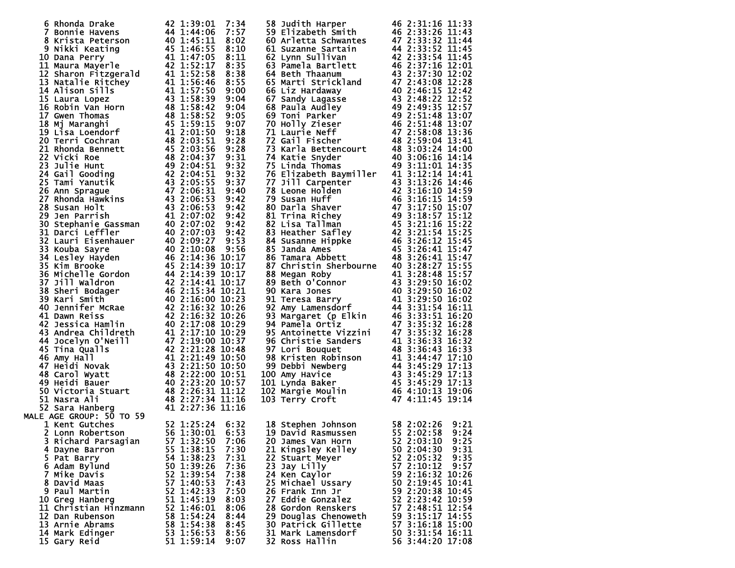| Place | Name | Age | Time | Pace |
|---|---|---|---|---|
| 6 | Rhonda Drake | 42 | 1:39:01 | 7:34 |
| 7 | Bonnie Havens | 44 | 1:44:06 | 7:57 |
| 8 | Krista Peterson | 40 | 1:45:11 | 8:02 |
| 9 | Nikki Keating | 45 | 1:46:55 | 8:10 |
| 10 | Dana Perry | 41 | 1:47:05 | 8:11 |
| 11 | Maura Mayerle | 42 | 1:52:17 | 8:35 |
| 12 | Sharon Fitzgerald | 41 | 1:52:58 | 8:38 |
| 13 | Natalie Ritchey | 41 | 1:56:46 | 8:55 |
| 14 | Alison Sills | 41 | 1:57:50 | 9:00 |
| 15 | Laura Lopez | 43 | 1:58:39 | 9:04 |
| 16 | Robin Van Horn | 48 | 1:58:42 | 9:04 |
| 17 | Gwen Thomas | 48 | 1:58:52 | 9:05 |
| 18 | Mj Maranghi | 45 | 1:59:15 | 9:07 |
| 19 | Lisa Loendorf | 41 | 2:01:50 | 9:18 |
| 20 | Terri Cochran | 48 | 2:03:51 | 9:28 |
| 21 | Rhonda Bennett | 45 | 2:03:56 | 9:28 |
| 22 | Vicki Roe | 48 | 2:04:37 | 9:31 |
| 23 | Julie Hunt | 49 | 2:04:51 | 9:32 |
| 24 | Gail Gooding | 42 | 2:04:51 | 9:32 |
| 25 | Tami Yanutik | 43 | 2:05:55 | 9:37 |
| 26 | Ann Sprague | 47 | 2:06:31 | 9:40 |
| 27 | Rhonda Hawkins | 43 | 2:06:53 | 9:42 |
| 28 | Susan Holt | 43 | 2:06:53 | 9:42 |
| 29 | Jen Parrish | 41 | 2:07:02 | 9:42 |
| 30 | Stephanie Gassman | 40 | 2:07:02 | 9:42 |
| 31 | Darci Leffler | 40 | 2:07:03 | 9:42 |
| 32 | Lauri Eisenhauer | 40 | 2:09:27 | 9:53 |
| 33 | Kouba Sayre | 40 | 2:10:08 | 9:56 |
| 34 | Lesley Hayden | 46 | 2:14:36 | 10:17 |
| 35 | Kim Brooke | 45 | 2:14:39 | 10:17 |
| 36 | Michelle Gordon | 44 | 2:14:39 | 10:17 |
| 37 | Jill Waldron | 42 | 2:14:41 | 10:17 |
| 38 | Sheri Bodager | 46 | 2:15:34 | 10:21 |
| 39 | Kari Smith | 40 | 2:16:00 | 10:23 |
| 40 | Jennifer McRae | 42 | 2:16:32 | 10:26 |
| 41 | Dawn Reiss | 42 | 2:16:32 | 10:26 |
| 42 | Jessica Hamlin | 40 | 2:17:08 | 10:29 |
| 43 | Andrea Childreth | 41 | 2:17:10 | 10:29 |
| 44 | Jocelyn O'Neill | 47 | 2:19:00 | 10:37 |
| 45 | Tina Qualls | 42 | 2:21:28 | 10:48 |
| 46 | Amy Hall | 41 | 2:21:49 | 10:50 |
| 47 | Heidi Novak | 43 | 2:21:50 | 10:50 |
| 48 | Carol Wyatt | 48 | 2:22:00 | 10:51 |
| 49 | Heidi Bauer | 40 | 2:23:20 | 10:57 |
| 50 | Victoria Stuart | 48 | 2:26:31 | 11:12 |
| 51 | Nasra Ali | 48 | 2:27:34 | 11:16 |
| 52 | Sara Hanberg | 41 | 2:27:36 | 11:16 |
| 58 | Judith Harper | 46 | 2:31:16 | 11:33 |
| 59 | Elizabeth Smith | 46 | 2:33:26 | 11:43 |
| 60 | Arletta Schwantes | 47 | 2:33:32 | 11:44 |
| 61 | Suzanne Sartain | 44 | 2:33:52 | 11:45 |
| 62 | Lynn Sullivan | 42 | 2:33:54 | 11:45 |
| 63 | Pamela Bartlett | 46 | 2:37:16 | 12:01 |
| 64 | Beth Thaanum | 43 | 2:37:30 | 12:02 |
| 65 | Marti Strickland | 47 | 2:43:08 | 12:28 |
| 66 | Liz Hardaway | 40 | 2:46:15 | 12:42 |
| 67 | Sandy Lagasse | 43 | 2:48:22 | 12:52 |
| 68 | Paula Audley | 49 | 2:49:35 | 12:57 |
| 69 | Toni Parker | 49 | 2:51:48 | 13:07 |
| 70 | Holly Zieser | 46 | 2:51:48 | 13:07 |
| 71 | Laurie Neff | 47 | 2:58:08 | 13:36 |
| 72 | Gail Fischer | 48 | 2:59:04 | 13:41 |
| 73 | Karla Bettencourt | 48 | 3:03:24 | 14:00 |
| 74 | Katie Snyder | 40 | 3:06:16 | 14:14 |
| 75 | Linda Thomas | 49 | 3:11:01 | 14:35 |
| 76 | Elizabeth Baymiller | 41 | 3:12:14 | 14:41 |
| 77 | Jill Carpenter | 43 | 3:13:26 | 14:46 |
| 78 | Leone Holden | 42 | 3:16:10 | 14:59 |
| 79 | Susan Huff | 46 | 3:16:15 | 14:59 |
| 80 | Darla Shaver | 47 | 3:17:50 | 15:07 |
| 81 | Trina Richey | 49 | 3:18:57 | 15:12 |
| 82 | Lisa Tallman | 45 | 3:21:16 | 15:22 |
| 83 | Heather Safley | 42 | 3:21:54 | 15:25 |
| 84 | Susanne Hippke | 46 | 3:26:12 | 15:45 |
| 85 | Janda Ames | 45 | 3:26:41 | 15:47 |
| 86 | Tamara Abbett | 48 | 3:26:41 | 15:47 |
| 87 | Christin Sherbourne | 40 | 3:28:27 | 15:55 |
| 88 | Megan Roby | 41 | 3:28:48 | 15:57 |
| 89 | Beth O'Connor | 43 | 3:29:50 | 16:02 |
| 90 | Kara Jones | 40 | 3:29:50 | 16:02 |
| 91 | Teresa Barry | 41 | 3:29:50 | 16:02 |
| 92 | Amy Lamensdorf | 44 | 3:31:54 | 16:11 |
| 93 | Margaret (p Elkin | 46 | 3:33:51 | 16:20 |
| 94 | Pamela Ortiz | 47 | 3:35:32 | 16:28 |
| 95 | Antoinette Vizzini | 47 | 3:35:32 | 16:28 |
| 96 | Christie Sanders | 41 | 3:36:33 | 16:32 |
| 97 | Lori Bouquet | 48 | 3:36:43 | 16:33 |
| 98 | Kristen Robinson | 41 | 3:44:47 | 17:10 |
| 99 | Debbi Newberg | 44 | 3:45:29 | 17:13 |
| 100 | Amy Havice | 43 | 3:45:29 | 17:13 |
| 101 | Lynda Baker | 45 | 3:45:29 | 17:13 |
| 102 | Margie Moulin | 46 | 4:10:13 | 19:06 |
| 103 | Terry Croft | 47 | 4:11:45 | 19:14 |

MALE AGE GROUP: 50 TO 59

| Place | Name | Age | Time | Pace |
|---|---|---|---|---|
| 1 | Kent Gutches | 52 | 1:25:24 | 6:32 |
| 2 | Lonn Robertson | 56 | 1:30:01 | 6:53 |
| 3 | Richard Parsagian | 57 | 1:32:50 | 7:06 |
| 4 | Dayne Barron | 55 | 1:38:15 | 7:30 |
| 5 | Pat Barry | 54 | 1:38:23 | 7:31 |
| 6 | Adam Bylund | 50 | 1:39:26 | 7:36 |
| 7 | Mike Davis | 52 | 1:39:54 | 7:38 |
| 8 | David Maas | 57 | 1:40:53 | 7:43 |
| 9 | Paul Martin | 52 | 1:42:33 | 7:50 |
| 10 | Greg Hanberg | 51 | 1:45:19 | 8:03 |
| 11 | Christian Hinzmann | 52 | 1:46:01 | 8:06 |
| 12 | Dan Rubenson | 58 | 1:54:24 | 8:44 |
| 13 | Arnie Abrams | 58 | 1:54:38 | 8:45 |
| 14 | Mark Edinger | 53 | 1:56:53 | 8:56 |
| 15 | Gary Reid | 51 | 1:59:14 | 9:07 |
| 18 | Stephen Johnson | 58 | 2:02:26 | 9:21 |
| 19 | David Rasmussen | 55 | 2:02:58 | 9:24 |
| 20 | James Van Horn | 52 | 2:03:10 | 9:25 |
| 21 | Kingsley Kelley | 50 | 2:04:30 | 9:31 |
| 22 | Stuart Meyer | 52 | 2:05:32 | 9:35 |
| 23 | Jay Lilly | 57 | 2:10:12 | 9:57 |
| 24 | Ken Caylor | 59 | 2:16:32 | 10:26 |
| 25 | Michael Ussary | 50 | 2:19:45 | 10:41 |
| 26 | Frank Inn Jr | 59 | 2:20:38 | 10:45 |
| 27 | Eddie Gonzalez | 52 | 2:23:42 | 10:59 |
| 28 | Gordon Renskers | 57 | 2:48:51 | 12:54 |
| 29 | Douglas Chenoweth | 59 | 3:15:17 | 14:55 |
| 30 | Patrick Gillette | 57 | 3:16:18 | 15:00 |
| 31 | Mark Lamensdorf | 50 | 3:31:54 | 16:11 |
| 32 | Ross Hallin | 56 | 3:44:20 | 17:08 |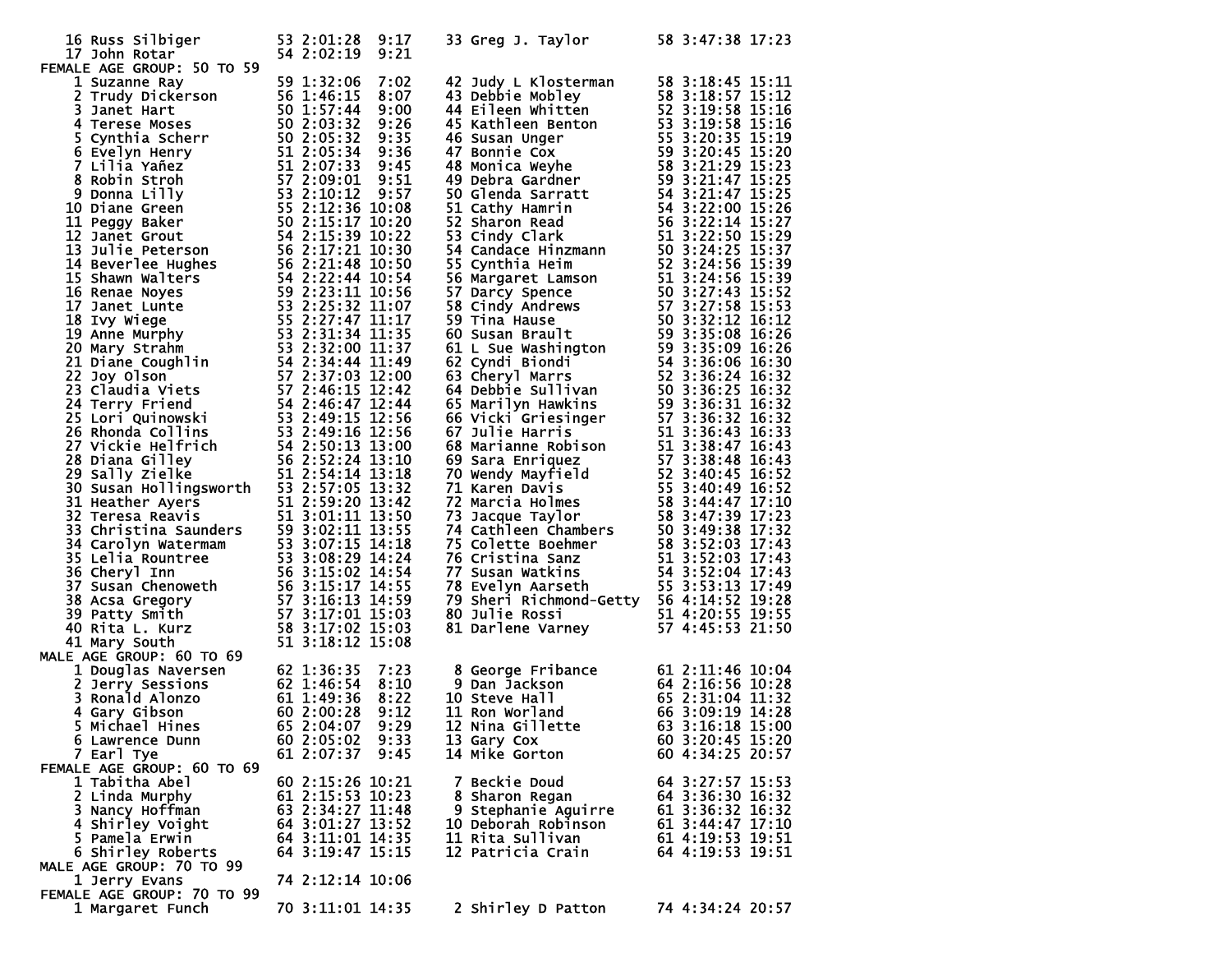| Place | Name | Age | Time | Pace |
|---|---|---|---|---|
| 16 | Russ Silbiger | 53 | 2:01:28 | 9:17 |
| 17 | John Rotar | 54 | 2:02:19 | 9:21 |
| 33 | Greg J. Taylor | 58 | 3:47:38 | 17:23 |

FEMALE AGE GROUP: 50 TO 59

| Place | Name | Age | Time | Pace |
|---|---|---|---|---|
| 1 | Suzanne Ray | 59 | 1:32:06 | 7:02 |
| 2 | Trudy Dickerson | 56 | 1:46:15 | 8:07 |
| 3 | Janet Hart | 50 | 1:57:44 | 9:00 |
| 4 | Terese Moses | 50 | 2:03:32 | 9:26 |
| 5 | Cynthia Scherr | 50 | 2:05:32 | 9:35 |
| 6 | Evelyn Henry | 51 | 2:05:34 | 9:36 |
| 7 | Lilia Yañez | 51 | 2:07:33 | 9:45 |
| 8 | Robin Stroh | 57 | 2:09:01 | 9:51 |
| 9 | Donna Lilly | 53 | 2:10:12 | 9:57 |
| 10 | Diane Green | 55 | 2:12:36 | 10:08 |
| 11 | Peggy Baker | 50 | 2:15:17 | 10:20 |
| 12 | Janet Grout | 54 | 2:15:39 | 10:22 |
| 13 | Julie Peterson | 56 | 2:17:21 | 10:30 |
| 14 | Beverlee Hughes | 56 | 2:21:48 | 10:50 |
| 15 | Shawn Walters | 54 | 2:22:44 | 10:54 |
| 16 | Renae Noyes | 59 | 2:23:11 | 10:56 |
| 17 | Janet Lunte | 53 | 2:25:32 | 11:07 |
| 18 | Ivy Wiege | 55 | 2:27:47 | 11:17 |
| 19 | Anne Murphy | 53 | 2:31:34 | 11:35 |
| 20 | Mary Strahm | 53 | 2:32:00 | 11:37 |
| 21 | Diane Coughlin | 54 | 2:34:44 | 11:49 |
| 22 | Joy Olson | 57 | 2:37:03 | 12:00 |
| 23 | Claudia Viets | 57 | 2:46:15 | 12:42 |
| 24 | Terry Friend | 54 | 2:46:47 | 12:44 |
| 25 | Lori Quinowski | 53 | 2:49:15 | 12:56 |
| 26 | Rhonda Collins | 53 | 2:49:16 | 12:56 |
| 27 | Vickie Helfrich | 54 | 2:50:13 | 13:00 |
| 28 | Diana Gilley | 56 | 2:52:24 | 13:10 |
| 29 | Sally Zielke | 51 | 2:54:14 | 13:18 |
| 30 | Susan Hollingsworth | 53 | 2:57:05 | 13:32 |
| 31 | Heather Ayers | 51 | 2:59:20 | 13:42 |
| 32 | Teresa Reavis | 51 | 3:01:11 | 13:50 |
| 33 | Christina Saunders | 59 | 3:02:11 | 13:55 |
| 34 | Carolyn Watermam | 53 | 3:07:15 | 14:18 |
| 35 | Lelia Rountree | 53 | 3:08:29 | 14:24 |
| 36 | Cheryl Inn | 56 | 3:15:02 | 14:54 |
| 37 | Susan Chenoweth | 56 | 3:15:17 | 14:55 |
| 38 | Acsa Gregory | 57 | 3:16:13 | 14:59 |
| 39 | Patty Smith | 57 | 3:17:01 | 15:03 |
| 40 | Rita L. Kurz | 58 | 3:17:02 | 15:03 |
| 41 | Mary South | 51 | 3:18:12 | 15:08 |
| 42 | Judy L Klosterman | 58 | 3:18:45 | 15:11 |
| 43 | Debbie Mobley | 58 | 3:18:57 | 15:12 |
| 44 | Eileen Whitten | 52 | 3:19:58 | 15:16 |
| 45 | Kathleen Benton | 53 | 3:19:58 | 15:16 |
| 46 | Susan Unger | 55 | 3:20:35 | 15:19 |
| 47 | Bonnie Cox | 59 | 3:20:45 | 15:20 |
| 48 | Monica Weyhe | 58 | 3:21:29 | 15:23 |
| 49 | Debra Gardner | 59 | 3:21:47 | 15:25 |
| 50 | Glenda Sarratt | 54 | 3:21:47 | 15:25 |
| 51 | Cathy Hamrin | 54 | 3:22:00 | 15:26 |
| 52 | Sharon Read | 56 | 3:22:14 | 15:27 |
| 53 | Cindy Clark | 51 | 3:22:50 | 15:29 |
| 54 | Candace Hinzmann | 50 | 3:24:25 | 15:37 |
| 55 | Cynthia Heim | 52 | 3:24:56 | 15:39 |
| 56 | Margaret Lamson | 51 | 3:24:56 | 15:39 |
| 57 | Darcy Spence | 50 | 3:27:43 | 15:52 |
| 58 | Cindy Andrews | 57 | 3:27:58 | 15:53 |
| 59 | Tina Hause | 50 | 3:32:12 | 16:12 |
| 60 | Susan Brault | 59 | 3:35:08 | 16:26 |
| 61 | L Sue Washington | 59 | 3:35:09 | 16:26 |
| 62 | Cyndi Biondi | 54 | 3:36:06 | 16:30 |
| 63 | Cheryl Marrs | 52 | 3:36:24 | 16:32 |
| 64 | Debbie Sullivan | 50 | 3:36:25 | 16:32 |
| 65 | Marilyn Hawkins | 59 | 3:36:31 | 16:32 |
| 66 | Vicki Griesinger | 57 | 3:36:32 | 16:32 |
| 67 | Julie Harris | 51 | 3:36:43 | 16:33 |
| 68 | Marianne Robison | 51 | 3:38:47 | 16:43 |
| 69 | Sara Enriquez | 57 | 3:38:48 | 16:43 |
| 70 | Wendy Mayfield | 52 | 3:40:45 | 16:52 |
| 71 | Karen Davis | 55 | 3:40:49 | 16:52 |
| 72 | Marcia Holmes | 58 | 3:44:47 | 17:10 |
| 73 | Jacque Taylor | 58 | 3:47:39 | 17:23 |
| 74 | Cathleen Chambers | 50 | 3:49:38 | 17:32 |
| 75 | Colette Boehmer | 58 | 3:52:03 | 17:43 |
| 76 | Cristina Sanz | 51 | 3:52:03 | 17:43 |
| 77 | Susan Watkins | 54 | 3:52:04 | 17:43 |
| 78 | Evelyn Aarseth | 55 | 3:53:13 | 17:49 |
| 79 | Sheri Richmond-Getty | 56 | 4:14:52 | 19:28 |
| 80 | Julie Rossi | 51 | 4:20:55 | 19:55 |
| 81 | Darlene Varney | 57 | 4:45:53 | 21:50 |

MALE AGE GROUP: 60 TO 69

| Place | Name | Age | Time | Pace |
|---|---|---|---|---|
| 1 | Douglas Naversen | 62 | 1:36:35 | 7:23 |
| 2 | Jerry Sessions | 62 | 1:46:54 | 8:10 |
| 3 | Ronald Alonzo | 61 | 1:49:36 | 8:22 |
| 4 | Gary Gibson | 60 | 2:00:28 | 9:12 |
| 5 | Michael Hines | 65 | 2:04:07 | 9:29 |
| 6 | Lawrence Dunn | 60 | 2:05:02 | 9:33 |
| 7 | Earl Tye | 61 | 2:07:37 | 9:45 |
| 8 | George Fribance | 61 | 2:11:46 | 10:04 |
| 9 | Dan Jackson | 64 | 2:16:56 | 10:28 |
| 10 | Steve Hall | 65 | 2:31:04 | 11:32 |
| 11 | Ron Worland | 66 | 3:09:19 | 14:28 |
| 12 | Nina Gillette | 63 | 3:16:18 | 15:00 |
| 13 | Gary Cox | 60 | 3:20:45 | 15:20 |
| 14 | Mike Gorton | 60 | 4:34:25 | 20:57 |

FEMALE AGE GROUP: 60 TO 69

| Place | Name | Age | Time | Pace |
|---|---|---|---|---|
| 1 | Tabitha Abel | 60 | 2:15:26 | 10:21 |
| 2 | Linda Murphy | 61 | 2:15:53 | 10:23 |
| 3 | Nancy Hoffman | 63 | 2:34:27 | 11:48 |
| 4 | Shirley Voight | 64 | 3:01:27 | 13:52 |
| 5 | Pamela Erwin | 64 | 3:11:01 | 14:35 |
| 6 | Shirley Roberts | 64 | 3:19:47 | 15:15 |
| 7 | Beckie Doud | 64 | 3:27:57 | 15:53 |
| 8 | Sharon Regan | 64 | 3:36:30 | 16:32 |
| 9 | Stephanie Aguirre | 61 | 3:36:32 | 16:32 |
| 10 | Deborah Robinson | 61 | 3:44:47 | 17:10 |
| 11 | Rita Sullivan | 61 | 4:19:53 | 19:51 |
| 12 | Patricia Crain | 64 | 4:19:53 | 19:51 |

MALE AGE GROUP: 70 TO 99

| Place | Name | Age | Time | Pace |
|---|---|---|---|---|
| 1 | Jerry Evans | 74 | 2:12:14 | 10:06 |

FEMALE AGE GROUP: 70 TO 99

| Place | Name | Age | Time | Pace |
|---|---|---|---|---|
| 1 | Margaret Funch | 70 | 3:11:01 | 14:35 |
| 2 | Shirley D Patton | 74 | 4:34:24 | 20:57 |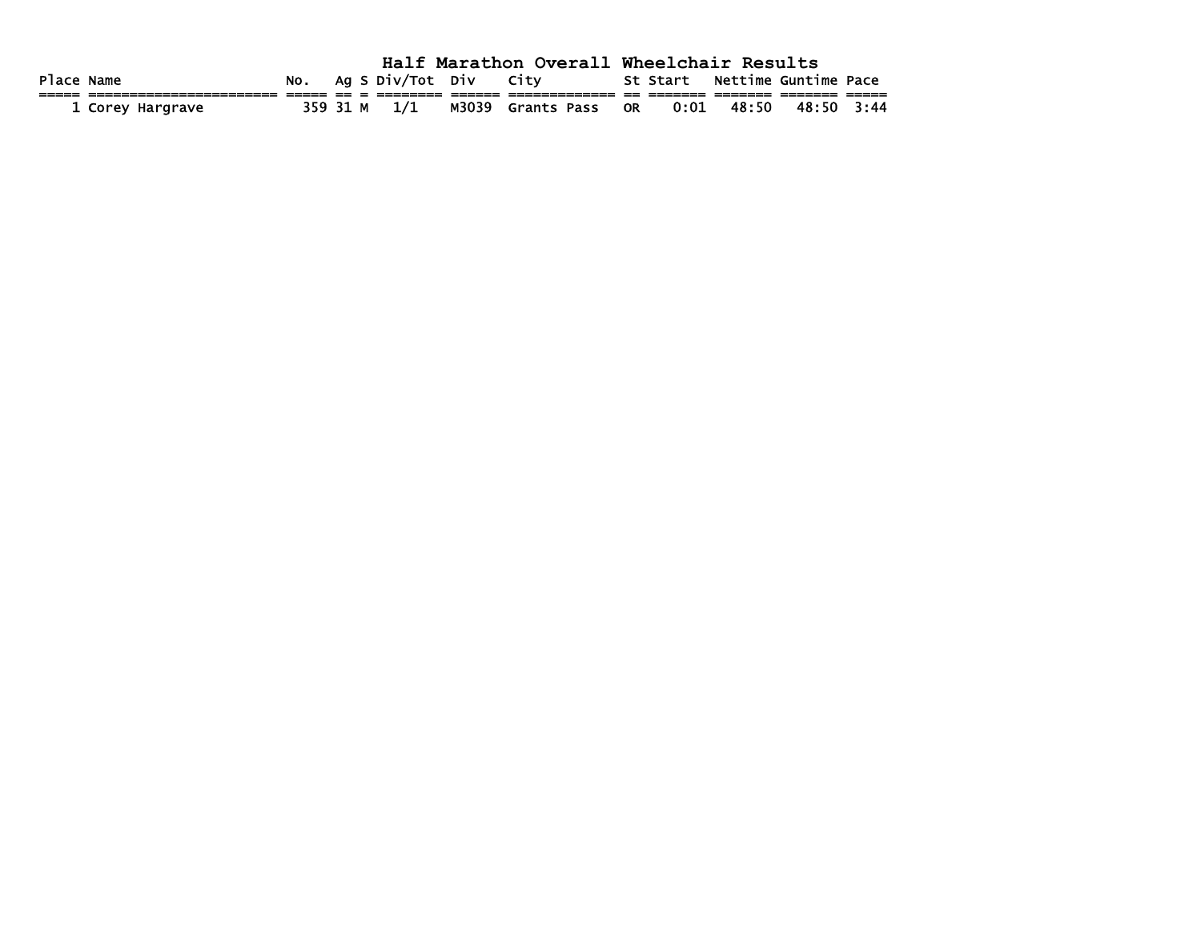# Half Marathon Overall Wheelchair Results

| Place | Name | No. | Ag | S | Div/Tot | Div | City | St | Start | Nettime | Guntime | Pace |
|---|---|---|---|---|---|---|---|---|---|---|---|---|
| 1 | Corey Hargrave | 359 | 31 | M | 1/1 | M3039 | Grants Pass | OR | 0:01 | 48:50 | 48:50 | 3:44 |